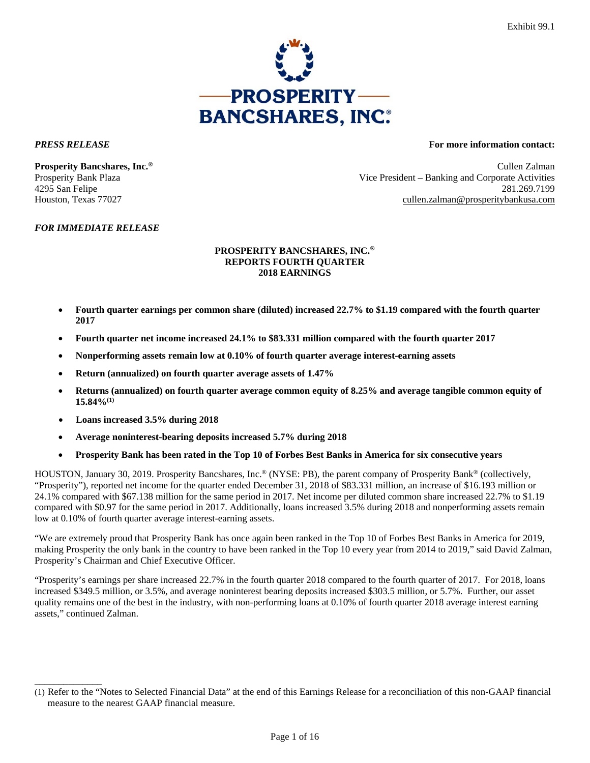Exhibit 99.1

**PROSPERITY BANCSHARES, INC.®**

*PRESS RELEASE*

**For more information contact:**

**Prosperity Bancshares, Inc.®**
Prosperity Bank Plaza
4295 San Felipe
Houston, Texas 77027

Cullen Zalman
Vice President – Banking and Corporate Activities
281.269.7199
cullen.zalman@prosperitybankusa.com

*FOR IMMEDIATE RELEASE*

**PROSPERITY BANCSHARES, INC.®**
**REPORTS FOURTH QUARTER**
**2018 EARNINGS**

- **Fourth quarter earnings per common share (diluted) increased 22.7% to $1.19 compared with the fourth quarter 2017**
- **Fourth quarter net income increased 24.1% to $83.331 million compared with the fourth quarter 2017**
- **Nonperforming assets remain low at 0.10% of fourth quarter average interest-earning assets**
- **Return (annualized) on fourth quarter average assets of 1.47%**
- **Returns (annualized) on fourth quarter average common equity of 8.25% and average tangible common equity of 15.84%(1)**
- **Loans increased 3.5% during 2018**
- **Average noninterest-bearing deposits increased 5.7% during 2018**
- **Prosperity Bank has been rated in the Top 10 of Forbes Best Banks in America for six consecutive years**

HOUSTON, January 30, 2019. Prosperity Bancshares, Inc.® (NYSE: PB), the parent company of Prosperity Bank® (collectively, "Prosperity"), reported net income for the quarter ended December 31, 2018 of $83.331 million, an increase of $16.193 million or 24.1% compared with $67.138 million for the same period in 2017. Net income per diluted common share increased 22.7% to $1.19 compared with $0.97 for the same period in 2017. Additionally, loans increased 3.5% during 2018 and nonperforming assets remain low at 0.10% of fourth quarter average interest-earning assets.

"We are extremely proud that Prosperity Bank has once again been ranked in the Top 10 of Forbes Best Banks in America for 2019, making Prosperity the only bank in the country to have been ranked in the Top 10 every year from 2014 to 2019," said David Zalman, Prosperity's Chairman and Chief Executive Officer.

"Prosperity's earnings per share increased 22.7% in the fourth quarter 2018 compared to the fourth quarter of 2017. For 2018, loans increased $349.5 million, or 3.5%, and average noninterest bearing deposits increased $303.5 million, or 5.7%. Further, our asset quality remains one of the best in the industry, with non-performing loans at 0.10% of fourth quarter 2018 average interest earning assets," continued Zalman.

(1) Refer to the "Notes to Selected Financial Data" at the end of this Earnings Release for a reconciliation of this non-GAAP financial measure to the nearest GAAP financial measure.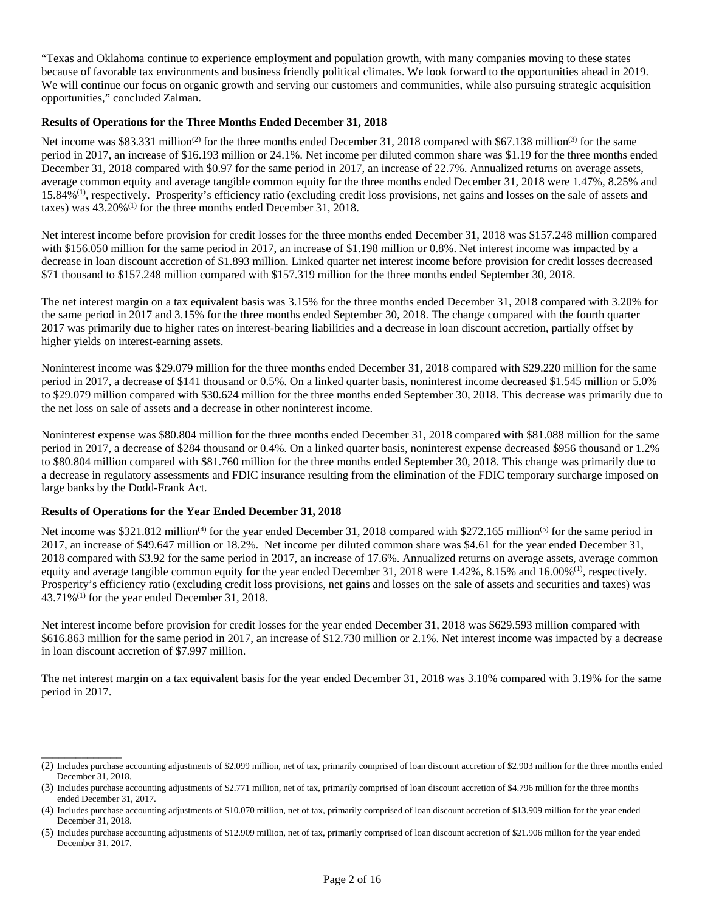"Texas and Oklahoma continue to experience employment and population growth, with many companies moving to these states because of favorable tax environments and business friendly political climates. We look forward to the opportunities ahead in 2019. We will continue our focus on organic growth and serving our customers and communities, while also pursuing strategic acquisition opportunities," concluded Zalman.

**Results of Operations for the Three Months Ended December 31, 2018**

Net income was $83.331 million[(2)] for the three months ended December 31, 2018 compared with $67.138 million[(3)] for the same period in 2017, an increase of $16.193 million or 24.1%. Net income per diluted common share was $1.19 for the three months ended December 31, 2018 compared with $0.97 for the same period in 2017, an increase of 22.7%. Annualized returns on average assets, average common equity and average tangible common equity for the three months ended December 31, 2018 were 1.47%, 8.25% and 15.84%[(1)], respectively. Prosperity's efficiency ratio (excluding credit loss provisions, net gains and losses on the sale of assets and taxes) was 43.20%[(1)] for the three months ended December 31, 2018.

Net interest income before provision for credit losses for the three months ended December 31, 2018 was $157.248 million compared with $156.050 million for the same period in 2017, an increase of $1.198 million or 0.8%. Net interest income was impacted by a decrease in loan discount accretion of $1.893 million. Linked quarter net interest income before provision for credit losses decreased $71 thousand to $157.248 million compared with $157.319 million for the three months ended September 30, 2018.

The net interest margin on a tax equivalent basis was 3.15% for the three months ended December 31, 2018 compared with 3.20% for the same period in 2017 and 3.15% for the three months ended September 30, 2018. The change compared with the fourth quarter 2017 was primarily due to higher rates on interest-bearing liabilities and a decrease in loan discount accretion, partially offset by higher yields on interest-earning assets.

Noninterest income was $29.079 million for the three months ended December 31, 2018 compared with $29.220 million for the same period in 2017, a decrease of $141 thousand or 0.5%. On a linked quarter basis, noninterest income decreased $1.545 million or 5.0% to $29.079 million compared with $30.624 million for the three months ended September 30, 2018. This decrease was primarily due to the net loss on sale of assets and a decrease in other noninterest income.

Noninterest expense was $80.804 million for the three months ended December 31, 2018 compared with $81.088 million for the same period in 2017, a decrease of $284 thousand or 0.4%. On a linked quarter basis, noninterest expense decreased $956 thousand or 1.2% to $80.804 million compared with $81.760 million for the three months ended September 30, 2018. This change was primarily due to a decrease in regulatory assessments and FDIC insurance resulting from the elimination of the FDIC temporary surcharge imposed on large banks by the Dodd-Frank Act.

**Results of Operations for the Year Ended December 31, 2018**

Net income was $321.812 million[(4)] for the year ended December 31, 2018 compared with $272.165 million[(5)] for the same period in 2017, an increase of $49.647 million or 18.2%. Net income per diluted common share was $4.61 for the year ended December 31, 2018 compared with $3.92 for the same period in 2017, an increase of 17.6%. Annualized returns on average assets, average common equity and average tangible common equity for the year ended December 31, 2018 were 1.42%, 8.15% and 16.00%[(1)], respectively. Prosperity's efficiency ratio (excluding credit loss provisions, net gains and losses on the sale of assets and securities and taxes) was 43.71%[(1)] for the year ended December 31, 2018.

Net interest income before provision for credit losses for the year ended December 31, 2018 was $629.593 million compared with $616.863 million for the same period in 2017, an increase of $12.730 million or 2.1%. Net interest income was impacted by a decrease in loan discount accretion of $7.997 million.

The net interest margin on a tax equivalent basis for the year ended December 31, 2018 was 3.18% compared with 3.19% for the same period in 2017.

---

(2) Includes purchase accounting adjustments of $2.099 million, net of tax, primarily comprised of loan discount accretion of $2.903 million for the three months ended December 31, 2018.

(3) Includes purchase accounting adjustments of $2.771 million, net of tax, primarily comprised of loan discount accretion of $4.796 million for the three months ended December 31, 2017.

(4) Includes purchase accounting adjustments of $10.070 million, net of tax, primarily comprised of loan discount accretion of $13.909 million for the year ended December 31, 2018.

(5) Includes purchase accounting adjustments of $12.909 million, net of tax, primarily comprised of loan discount accretion of $21.906 million for the year ended December 31, 2017.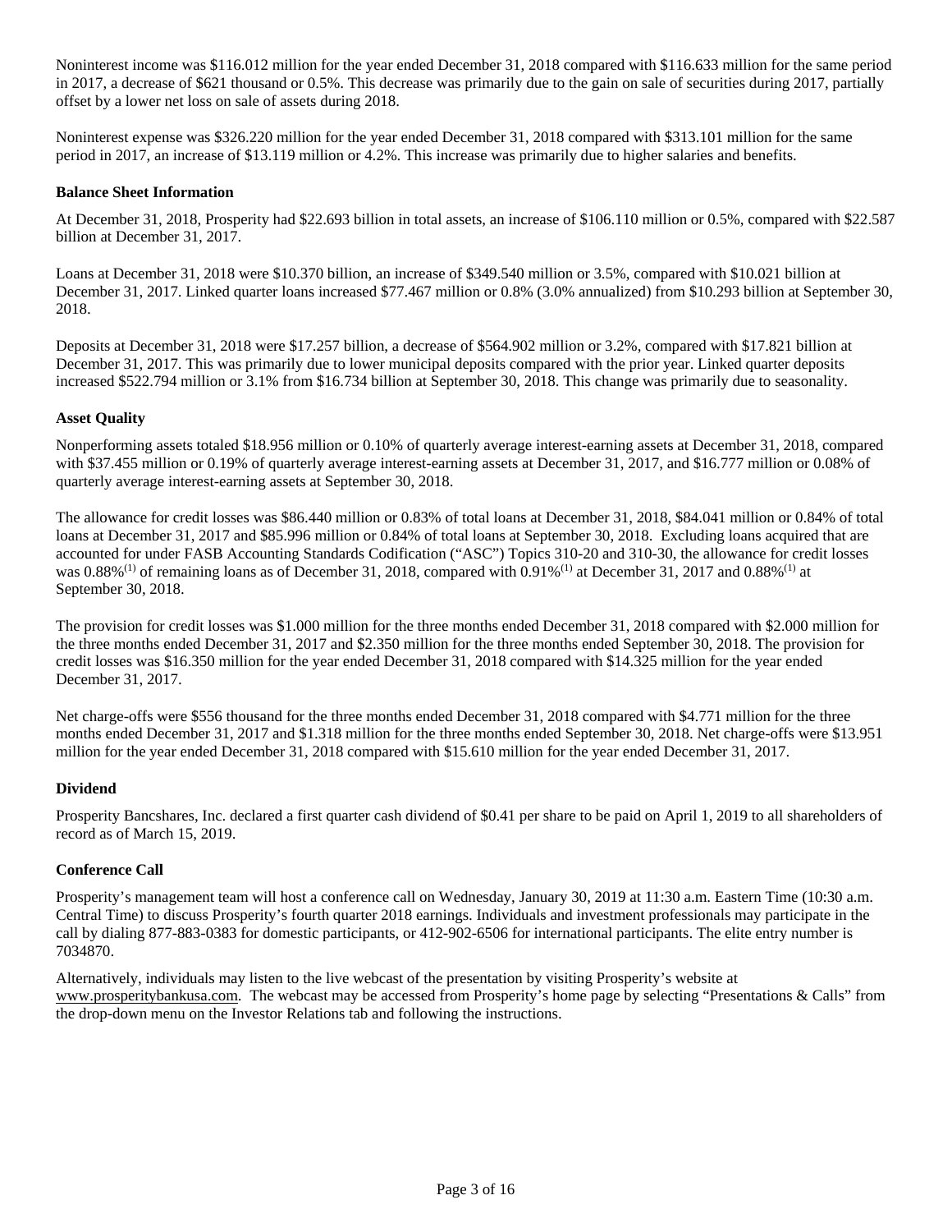Noninterest income was $116.012 million for the year ended December 31, 2018 compared with $116.633 million for the same period in 2017, a decrease of $621 thousand or 0.5%. This decrease was primarily due to the gain on sale of securities during 2017, partially offset by a lower net loss on sale of assets during 2018.

Noninterest expense was $326.220 million for the year ended December 31, 2018 compared with $313.101 million for the same period in 2017, an increase of $13.119 million or 4.2%. This increase was primarily due to higher salaries and benefits.

**Balance Sheet Information**

At December 31, 2018, Prosperity had $22.693 billion in total assets, an increase of $106.110 million or 0.5%, compared with $22.587 billion at December 31, 2017.

Loans at December 31, 2018 were $10.370 billion, an increase of $349.540 million or 3.5%, compared with $10.021 billion at December 31, 2017. Linked quarter loans increased $77.467 million or 0.8% (3.0% annualized) from $10.293 billion at September 30, 2018.

Deposits at December 31, 2018 were $17.257 billion, a decrease of $564.902 million or 3.2%, compared with $17.821 billion at December 31, 2017. This was primarily due to lower municipal deposits compared with the prior year. Linked quarter deposits increased $522.794 million or 3.1% from $16.734 billion at September 30, 2018. This change was primarily due to seasonality.

**Asset Quality**

Nonperforming assets totaled $18.956 million or 0.10% of quarterly average interest-earning assets at December 31, 2018, compared with $37.455 million or 0.19% of quarterly average interest-earning assets at December 31, 2017, and $16.777 million or 0.08% of quarterly average interest-earning assets at September 30, 2018.

The allowance for credit losses was $86.440 million or 0.83% of total loans at December 31, 2018, $84.041 million or 0.84% of total loans at December 31, 2017 and $85.996 million or 0.84% of total loans at September 30, 2018. Excluding loans acquired that are accounted for under FASB Accounting Standards Codification ("ASC") Topics 310-20 and 310-30, the allowance for credit losses was 0.88%[(1)] of remaining loans as of December 31, 2018, compared with 0.91%[(1)] at December 31, 2017 and 0.88%[(1)] at September 30, 2018.

The provision for credit losses was $1.000 million for the three months ended December 31, 2018 compared with $2.000 million for the three months ended December 31, 2017 and $2.350 million for the three months ended September 30, 2018. The provision for credit losses was $16.350 million for the year ended December 31, 2018 compared with $14.325 million for the year ended December 31, 2017.

Net charge-offs were $556 thousand for the three months ended December 31, 2018 compared with $4.771 million for the three months ended December 31, 2017 and $1.318 million for the three months ended September 30, 2018. Net charge-offs were $13.951 million for the year ended December 31, 2018 compared with $15.610 million for the year ended December 31, 2017.

**Dividend**

Prosperity Bancshares, Inc. declared a first quarter cash dividend of $0.41 per share to be paid on April 1, 2019 to all shareholders of record as of March 15, 2019.

**Conference Call**

Prosperity's management team will host a conference call on Wednesday, January 30, 2019 at 11:30 a.m. Eastern Time (10:30 a.m. Central Time) to discuss Prosperity's fourth quarter 2018 earnings. Individuals and investment professionals may participate in the call by dialing 877-883-0383 for domestic participants, or 412-902-6506 for international participants. The elite entry number is 7034870.

Alternatively, individuals may listen to the live webcast of the presentation by visiting Prosperity's website at www.prosperitybankusa.com. The webcast may be accessed from Prosperity's home page by selecting "Presentations & Calls" from the drop-down menu on the Investor Relations tab and following the instructions.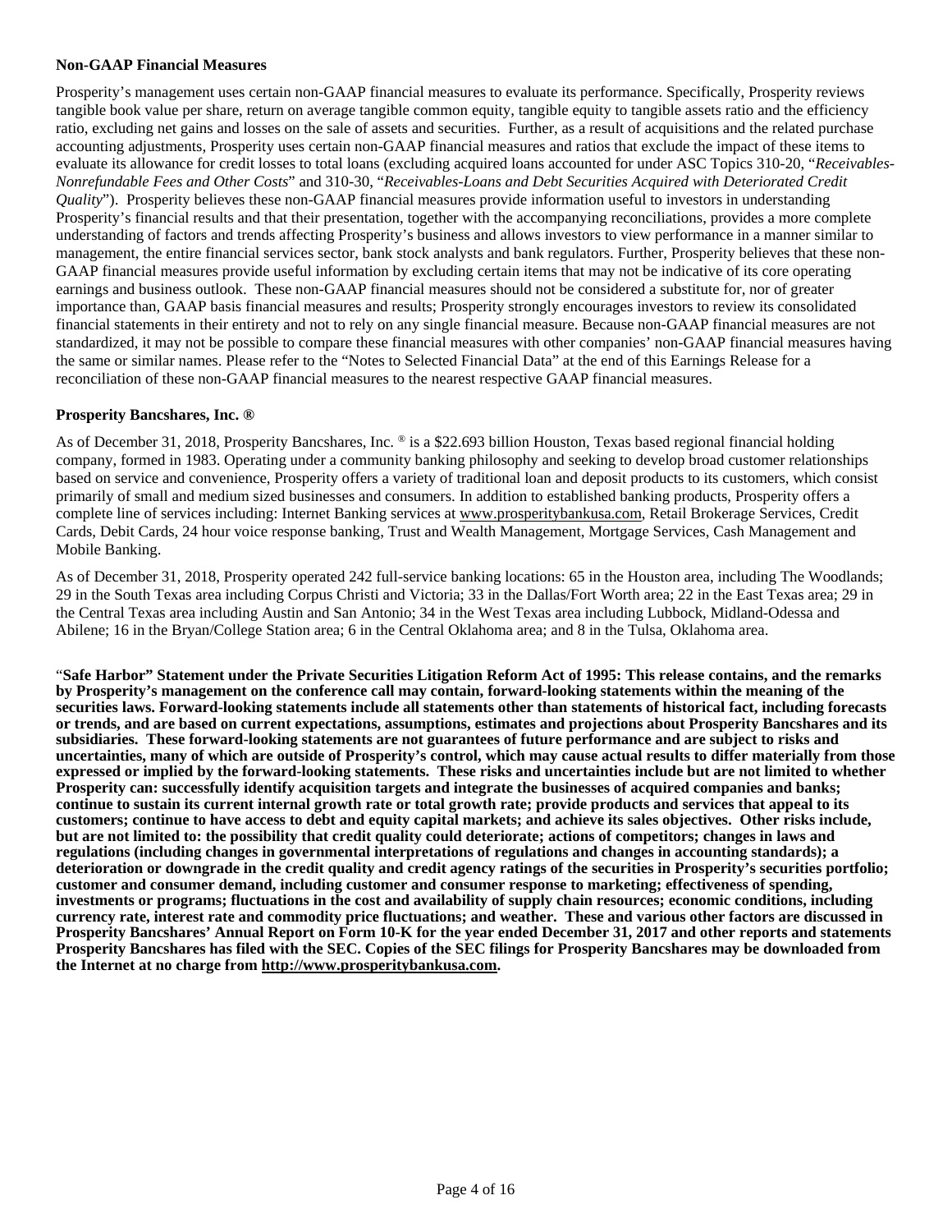**Non-GAAP Financial Measures**

Prosperity's management uses certain non-GAAP financial measures to evaluate its performance. Specifically, Prosperity reviews tangible book value per share, return on average tangible common equity, tangible equity to tangible assets ratio and the efficiency ratio, excluding net gains and losses on the sale of assets and securities. Further, as a result of acquisitions and the related purchase accounting adjustments, Prosperity uses certain non-GAAP financial measures and ratios that exclude the impact of these items to evaluate its allowance for credit losses to total loans (excluding acquired loans accounted for under ASC Topics 310-20, "*Receivables-Nonrefundable Fees and Other Costs*" and 310-30, "*Receivables-Loans and Debt Securities Acquired with Deteriorated Credit Quality*"). Prosperity believes these non-GAAP financial measures provide information useful to investors in understanding Prosperity's financial results and that their presentation, together with the accompanying reconciliations, provides a more complete understanding of factors and trends affecting Prosperity's business and allows investors to view performance in a manner similar to management, the entire financial services sector, bank stock analysts and bank regulators. Further, Prosperity believes that these non-GAAP financial measures provide useful information by excluding certain items that may not be indicative of its core operating earnings and business outlook. These non-GAAP financial measures should not be considered a substitute for, nor of greater importance than, GAAP basis financial measures and results; Prosperity strongly encourages investors to review its consolidated financial statements in their entirety and not to rely on any single financial measure. Because non-GAAP financial measures are not standardized, it may not be possible to compare these financial measures with other companies' non-GAAP financial measures having the same or similar names. Please refer to the "Notes to Selected Financial Data" at the end of this Earnings Release for a reconciliation of these non-GAAP financial measures to the nearest respective GAAP financial measures.

**Prosperity Bancshares, Inc. ®**

As of December 31, 2018, Prosperity Bancshares, Inc. ® is a $22.693 billion Houston, Texas based regional financial holding company, formed in 1983. Operating under a community banking philosophy and seeking to develop broad customer relationships based on service and convenience, Prosperity offers a variety of traditional loan and deposit products to its customers, which consist primarily of small and medium sized businesses and consumers. In addition to established banking products, Prosperity offers a complete line of services including: Internet Banking services at www.prosperitybankusa.com, Retail Brokerage Services, Credit Cards, Debit Cards, 24 hour voice response banking, Trust and Wealth Management, Mortgage Services, Cash Management and Mobile Banking.

As of December 31, 2018, Prosperity operated 242 full-service banking locations: 65 in the Houston area, including The Woodlands; 29 in the South Texas area including Corpus Christi and Victoria; 33 in the Dallas/Fort Worth area; 22 in the East Texas area; 29 in the Central Texas area including Austin and San Antonio; 34 in the West Texas area including Lubbock, Midland-Odessa and Abilene; 16 in the Bryan/College Station area; 6 in the Central Oklahoma area; and 8 in the Tulsa, Oklahoma area.

"**Safe Harbor" Statement under the Private Securities Litigation Reform Act of 1995: This release contains, and the remarks by Prosperity's management on the conference call may contain, forward-looking statements within the meaning of the securities laws. Forward-looking statements include all statements other than statements of historical fact, including forecasts or trends, and are based on current expectations, assumptions, estimates and projections about Prosperity Bancshares and its subsidiaries. These forward-looking statements are not guarantees of future performance and are subject to risks and uncertainties, many of which are outside of Prosperity's control, which may cause actual results to differ materially from those expressed or implied by the forward-looking statements. These risks and uncertainties include but are not limited to whether Prosperity can: successfully identify acquisition targets and integrate the businesses of acquired companies and banks; continue to sustain its current internal growth rate or total growth rate; provide products and services that appeal to its customers; continue to have access to debt and equity capital markets; and achieve its sales objectives. Other risks include, but are not limited to: the possibility that credit quality could deteriorate; actions of competitors; changes in laws and regulations (including changes in governmental interpretations of regulations and changes in accounting standards); a deterioration or downgrade in the credit quality and credit agency ratings of the securities in Prosperity's securities portfolio; customer and consumer demand, including customer and consumer response to marketing; effectiveness of spending, investments or programs; fluctuations in the cost and availability of supply chain resources; economic conditions, including currency rate, interest rate and commodity price fluctuations; and weather. These and various other factors are discussed in Prosperity Bancshares' Annual Report on Form 10-K for the year ended December 31, 2017 and other reports and statements Prosperity Bancshares has filed with the SEC. Copies of the SEC filings for Prosperity Bancshares may be downloaded from the Internet at no charge from http://www.prosperitybankusa.com.**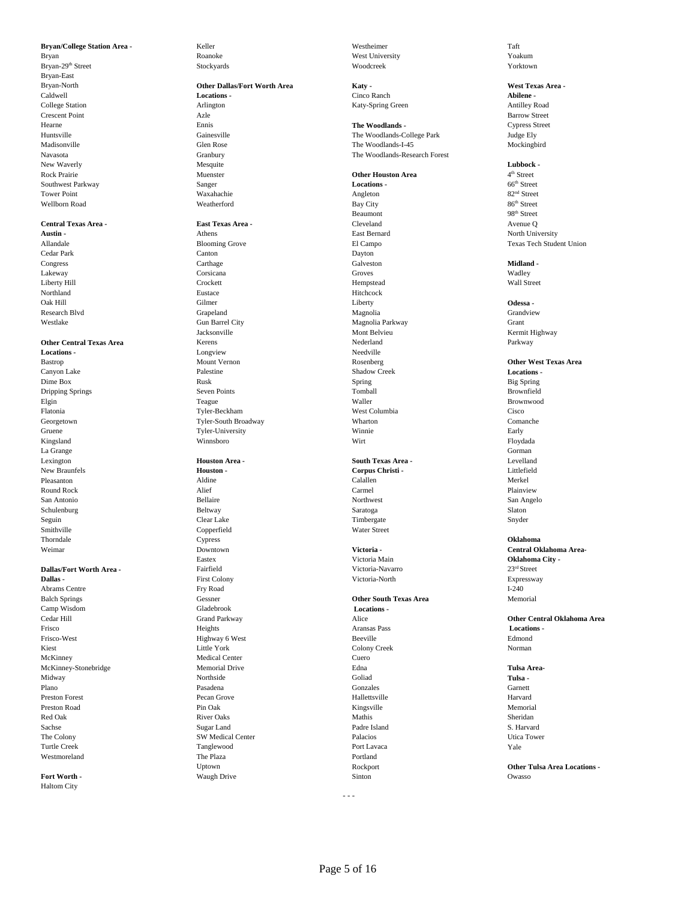**Bryan/College Station Area -**
Bryan
Bryan-29th Street
Bryan-East
Bryan-North
Caldwell
College Station
Crescent Point
Hearne
Huntsville
Madisonville
Navasota
New Waverly
Rock Prairie
Southwest Parkway
Tower Point
Wellborn Road

**Central Texas Area -**
**Austin -**
Allandale
Cedar Park
Congress
Lakeway
Liberty Hill
Northland
Oak Hill
Research Blvd
Westlake

**Other Central Texas Area Locations -**
Bastrop
Canyon Lake
Dime Box
Dripping Springs
Elgin
Flatonia
Georgetown
Gruene
Kingsland
La Grange
Lexington
New Braunfels
Pleasanton
Round Rock
San Antonio
Schulenburg
Seguin
Smithville
Thorndale
Weimar

**Dallas/Fort Worth Area -**
**Dallas -**
Abrams Centre
Balch Springs
Camp Wisdom
Cedar Hill
Frisco
Frisco-West
Kiest
McKinney
McKinney-Stonebridge
Midway
Plano
Preston Forest
Preston Road
Red Oak
Sachse
The Colony
Turtle Creek
Westmoreland

**Fort Worth -**
Haltom City
Keller
Roanoke
Stockyards

**Other Dallas/Fort Worth Area Locations -**
Arlington
Azle
Ennis
Gainesville
Glen Rose
Granbury
Mesquite
Muenster
Sanger
Waxahachie
Weatherford

**East Texas Area -**
Athens
Blooming Grove
Canton
Carthage
Corsicana
Crockett
Eustace
Gilmer
Grapeland
Gun Barrel City
Jacksonville
Kerens
Longview
Mount Vernon
Palestine
Rusk
Seven Points
Teague
Tyler-Beckham
Tyler-South Broadway
Tyler-University
Winnsboro

**Houston Area -**
**Houston -**
Aldine
Alief
Bellaire
Beltway
Clear Lake
Copperfield
Cypress
Downtown
Eastex
Fairfield
First Colony
Fry Road
Gessner
Gladebrook
Grand Parkway
Heights
Highway 6 West
Little York
Medical Center
Memorial Drive
Northside
Pasadena
Pecan Grove
Pin Oak
River Oaks
Sugar Land
SW Medical Center
Tanglewood
The Plaza
Uptown
Waugh Drive
Westheimer
West University
Woodcreek

**Katy -**
Cinco Ranch
Katy-Spring Green

**The Woodlands -**
The Woodlands-College Park
The Woodlands-I-45
The Woodlands-Research Forest

**Other Houston Area Locations -**
Angleton
Bay City
Beaumont
Cleveland
East Bernard
El Campo
Dayton
Galveston
Groves
Hempstead
Hitchcock
Liberty
Magnolia
Magnolia Parkway
Mont Belvieu
Nederland
Needville
Rosenberg
Shadow Creek
Spring
Tomball
Waller
West Columbia
Wharton
Winnie
Wirt

**South Texas Area -**
**Corpus Christi -**
Calallen
Carmel
Northwest
Saratoga
Timbergate
Water Street

**Victoria -**
Victoria Main
Victoria-Navarro
Victoria-North

**Other South Texas Area Locations -**
Alice
Aransas Pass
Beeville
Colony Creek
Cuero
Edna
Goliad
Gonzales
Hallettsville
Kingsville
Mathis
Padre Island
Palacios
Port Lavaca
Portland
Rockport
Sinton
Taft
Yoakum
Yorktown

**West Texas Area -**
**Abilene -**
Antilley Road
Barrow Street
Cypress Street
Judge Ely
Mockingbird

**Lubbock -**
4th Street
66th Street
82nd Street
86th Street
98th Street
Avenue Q
North University
Texas Tech Student Union

**Midland -**
Wadley
Wall Street

**Odessa -**
Grandview
Grant
Kermit Highway
Parkway

**Other West Texas Area Locations -**
Big Spring
Brownfield
Brownwood
Cisco
Comanche
Early
Floydada
Gorman
Levelland
Littlefield
Merkel
Plainview
San Angelo
Slaton
Snyder

**Oklahoma**
**Central Oklahoma Area-**
**Oklahoma City -**
23rd Street
Expressway
I-240
Memorial

**Other Central Oklahoma Area Locations -**
Edmond
Norman

**Tulsa Area-**
**Tulsa -**
Garnett
Harvard
Memorial
Sheridan
S. Harvard
Utica Tower
Yale

**Other Tulsa Area Locations -**
Owasso

- - -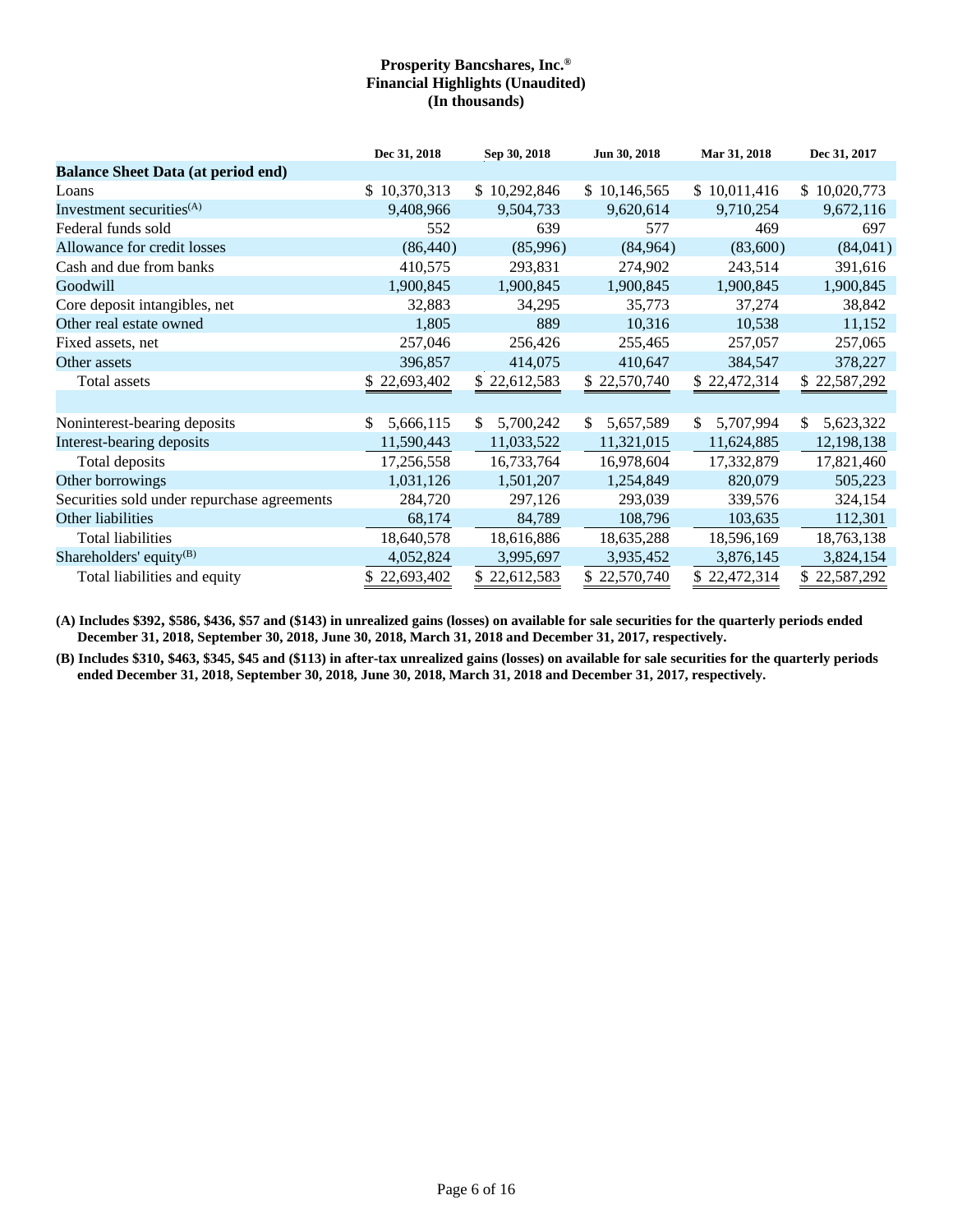**Prosperity Bancshares, Inc.®**
**Financial Highlights (Unaudited)**
**(In thousands)**

| | Dec 31, 2018 | Sep 30, 2018 | Jun 30, 2018 | Mar 31, 2018 | Dec 31, 2017 |
|---|---|---|---|---|---|
| **Balance Sheet Data (at period end)** | | | | | |
| Loans | $ 10,370,313 | $ 10,292,846 | $ 10,146,565 | $ 10,011,416 | $ 10,020,773 |
| Investment securities[(A)] | 9,408,966 | 9,504,733 | 9,620,614 | 9,710,254 | 9,672,116 |
| Federal funds sold | 552 | 639 | 577 | 469 | 697 |
| Allowance for credit losses | (86,440) | (85,996) | (84,964) | (83,600) | (84,041) |
| Cash and due from banks | 410,575 | 293,831 | 274,902 | 243,514 | 391,616 |
| Goodwill | 1,900,845 | 1,900,845 | 1,900,845 | 1,900,845 | 1,900,845 |
| Core deposit intangibles, net | 32,883 | 34,295 | 35,773 | 37,274 | 38,842 |
| Other real estate owned | 1,805 | 889 | 10,316 | 10,538 | 11,152 |
| Fixed assets, net | 257,046 | 256,426 | 255,465 | 257,057 | 257,065 |
| Other assets | 396,857 | 414,075 | 410,647 | 384,547 | 378,227 |
| Total assets | $ 22,693,402 | $ 22,612,583 | $ 22,570,740 | $ 22,472,314 | $ 22,587,292 |
| | | | | | |
| Noninterest-bearing deposits | $ 5,666,115 | $ 5,700,242 | $ 5,657,589 | $ 5,707,994 | $ 5,623,322 |
| Interest-bearing deposits | 11,590,443 | 11,033,522 | 11,321,015 | 11,624,885 | 12,198,138 |
| Total deposits | 17,256,558 | 16,733,764 | 16,978,604 | 17,332,879 | 17,821,460 |
| Other borrowings | 1,031,126 | 1,501,207 | 1,254,849 | 820,079 | 505,223 |
| Securities sold under repurchase agreements | 284,720 | 297,126 | 293,039 | 339,576 | 324,154 |
| Other liabilities | 68,174 | 84,789 | 108,796 | 103,635 | 112,301 |
| Total liabilities | 18,640,578 | 18,616,886 | 18,635,288 | 18,596,169 | 18,763,138 |
| Shareholders' equity[(B)] | 4,052,824 | 3,995,697 | 3,935,452 | 3,876,145 | 3,824,154 |
| Total liabilities and equity | $ 22,693,402 | $ 22,612,583 | $ 22,570,740 | $ 22,472,314 | $ 22,587,292 |

**(A) Includes $392, $586, $436, $57 and ($143) in unrealized gains (losses) on available for sale securities for the quarterly periods ended December 31, 2018, September 30, 2018, June 30, 2018, March 31, 2018 and December 31, 2017, respectively.**

**(B) Includes $310, $463, $345, $45 and ($113) in after-tax unrealized gains (losses) on available for sale securities for the quarterly periods ended December 31, 2018, September 30, 2018, June 30, 2018, March 31, 2018 and December 31, 2017, respectively.**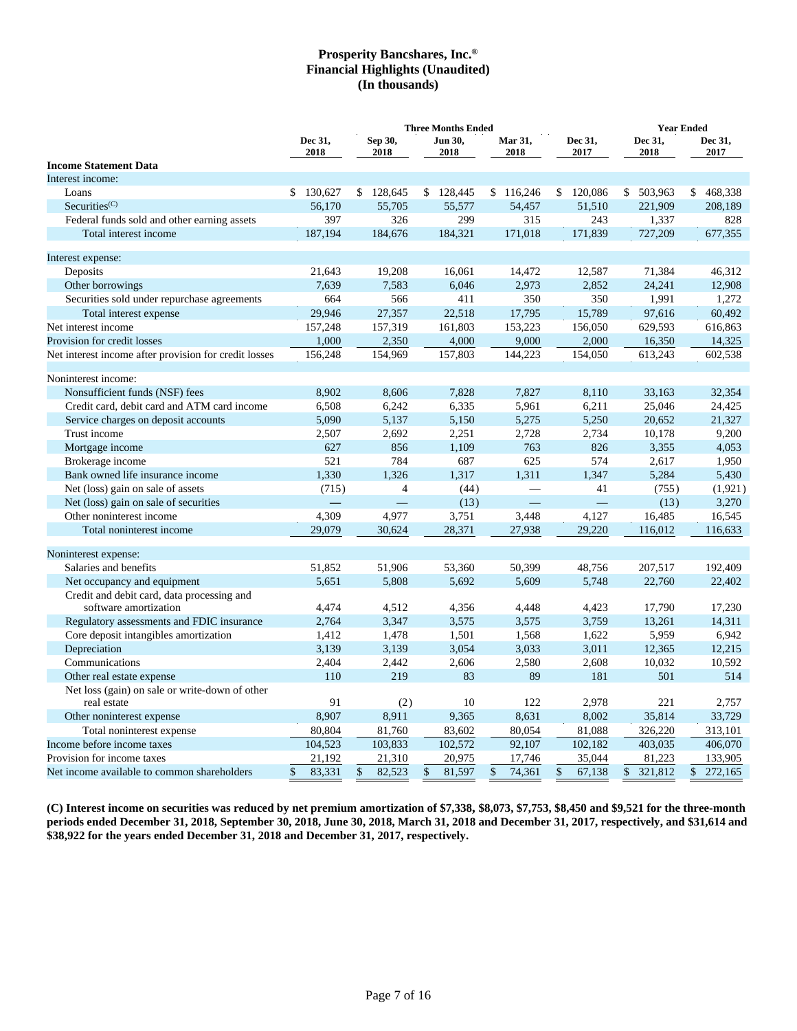# Prosperity Bancshares, Inc.®
## Financial Highlights (Unaudited)
## (In thousands)

| | Three Months Ended | | | | | Year Ended | |
|---|---|---|---|---|---|---|---|
| | Dec 31, 2018 | Sep 30, 2018 | Jun 30, 2018 | Mar 31, 2018 | Dec 31, 2017 | Dec 31, 2018 | Dec 31, 2017 |
| **Income Statement Data** | | | | | | | |
| Interest income: | | | | | | | |
| Loans | $ 130,627 | $ 128,645 | $ 128,445 | $ 116,246 | $ 120,086 | $ 503,963 | $ 468,338 |
| Securities(C) | 56,170 | 55,705 | 55,577 | 54,457 | 51,510 | 221,909 | 208,189 |
| Federal funds sold and other earning assets | 397 | 326 | 299 | 315 | 243 | 1,337 | 828 |
| Total interest income | 187,194 | 184,676 | 184,321 | 171,018 | 171,839 | 727,209 | 677,355 |
| Interest expense: | | | | | | | |
| Deposits | 21,643 | 19,208 | 16,061 | 14,472 | 12,587 | 71,384 | 46,312 |
| Other borrowings | 7,639 | 7,583 | 6,046 | 2,973 | 2,852 | 24,241 | 12,908 |
| Securities sold under repurchase agreements | 664 | 566 | 411 | 350 | 350 | 1,991 | 1,272 |
| Total interest expense | 29,946 | 27,357 | 22,518 | 17,795 | 15,789 | 97,616 | 60,492 |
| Net interest income | 157,248 | 157,319 | 161,803 | 153,223 | 156,050 | 629,593 | 616,863 |
| Provision for credit losses | 1,000 | 2,350 | 4,000 | 9,000 | 2,000 | 16,350 | 14,325 |
| Net interest income after provision for credit losses | 156,248 | 154,969 | 157,803 | 144,223 | 154,050 | 613,243 | 602,538 |
| Noninterest income: | | | | | | | |
| Nonsufficient funds (NSF) fees | 8,902 | 8,606 | 7,828 | 7,827 | 8,110 | 33,163 | 32,354 |
| Credit card, debit card and ATM card income | 6,508 | 6,242 | 6,335 | 5,961 | 6,211 | 25,046 | 24,425 |
| Service charges on deposit accounts | 5,090 | 5,137 | 5,150 | 5,275 | 5,250 | 20,652 | 21,327 |
| Trust income | 2,507 | 2,692 | 2,251 | 2,728 | 2,734 | 10,178 | 9,200 |
| Mortgage income | 627 | 856 | 1,109 | 763 | 826 | 3,355 | 4,053 |
| Brokerage income | 521 | 784 | 687 | 625 | 574 | 2,617 | 1,950 |
| Bank owned life insurance income | 1,330 | 1,326 | 1,317 | 1,311 | 1,347 | 5,284 | 5,430 |
| Net (loss) gain on sale of assets | (715) | 4 | (44) | — | 41 | (755) | (1,921) |
| Net (loss) gain on sale of securities | — | — | (13) | — | — | (13) | 3,270 |
| Other noninterest income | 4,309 | 4,977 | 3,751 | 3,448 | 4,127 | 16,485 | 16,545 |
| Total noninterest income | 29,079 | 30,624 | 28,371 | 27,938 | 29,220 | 116,012 | 116,633 |
| Noninterest expense: | | | | | | | |
| Salaries and benefits | 51,852 | 51,906 | 53,360 | 50,399 | 48,756 | 207,517 | 192,409 |
| Net occupancy and equipment | 5,651 | 5,808 | 5,692 | 5,609 | 5,748 | 22,760 | 22,402 |
| Credit and debit card, data processing and software amortization | 4,474 | 4,512 | 4,356 | 4,448 | 4,423 | 17,790 | 17,230 |
| Regulatory assessments and FDIC insurance | 2,764 | 3,347 | 3,575 | 3,575 | 3,759 | 13,261 | 14,311 |
| Core deposit intangibles amortization | 1,412 | 1,478 | 1,501 | 1,568 | 1,622 | 5,959 | 6,942 |
| Depreciation | 3,139 | 3,139 | 3,054 | 3,033 | 3,011 | 12,365 | 12,215 |
| Communications | 2,404 | 2,442 | 2,606 | 2,580 | 2,608 | 10,032 | 10,592 |
| Other real estate expense | 110 | 219 | 83 | 89 | 181 | 501 | 514 |
| Net loss (gain) on sale or write-down of other real estate | 91 | (2) | 10 | 122 | 2,978 | 221 | 2,757 |
| Other noninterest expense | 8,907 | 8,911 | 9,365 | 8,631 | 8,002 | 35,814 | 33,729 |
| Total noninterest expense | 80,804 | 81,760 | 83,602 | 80,054 | 81,088 | 326,220 | 313,101 |
| Income before income taxes | 104,523 | 103,833 | 102,572 | 92,107 | 102,182 | 403,035 | 406,070 |
| Provision for income taxes | 21,192 | 21,310 | 20,975 | 17,746 | 35,044 | 81,223 | 133,905 |
| Net income available to common shareholders | $ 83,331 | $ 82,523 | $ 81,597 | $ 74,361 | $ 67,138 | $ 321,812 | $ 272,165 |

**(C) Interest income on securities was reduced by net premium amortization of $7,338, $8,073, $7,753, $8,450 and $9,521 for the three-month periods ended December 31, 2018, September 30, 2018, June 30, 2018, March 31, 2018 and December 31, 2017, respectively, and $31,614 and $38,922 for the years ended December 31, 2018 and December 31, 2017, respectively.**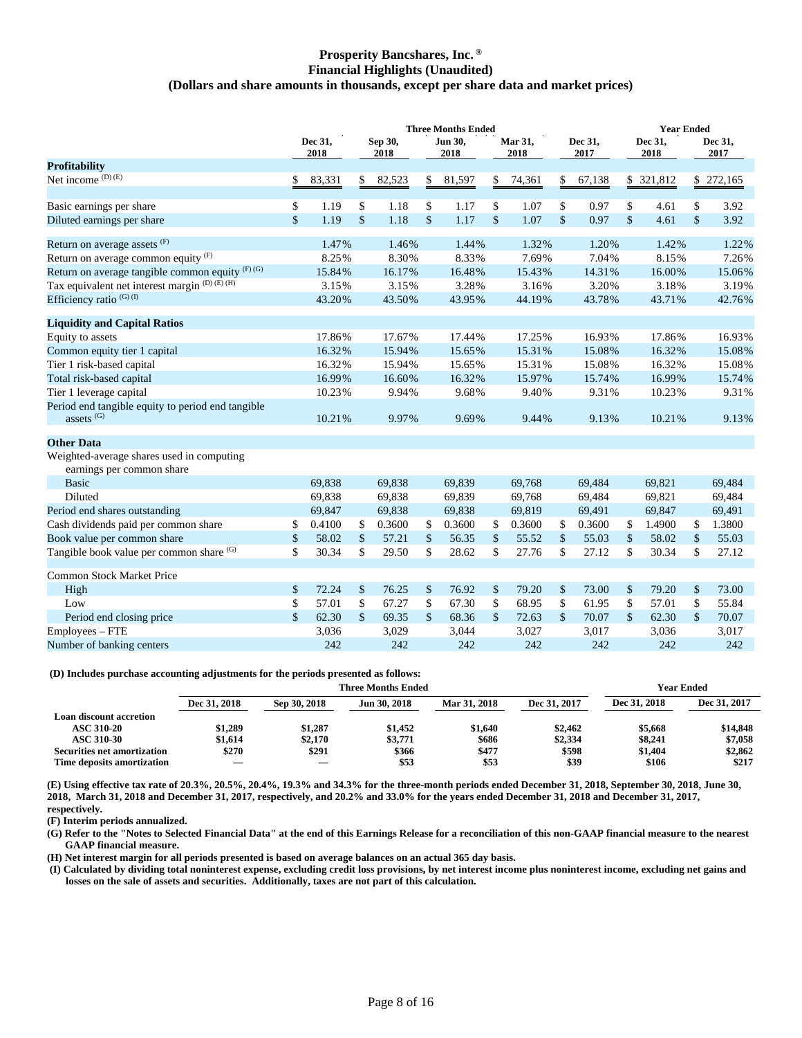# Prosperity Bancshares, Inc.®
## Financial Highlights (Unaudited)
### (Dollars and share amounts in thousands, except per share data and market prices)

| | Three Months Ended | | | | | Year Ended | |
|---|---|---|---|---|---|---|---|
| | Dec 31, 2018 | Sep 30, 2018 | Jun 30, 2018 | Mar 31, 2018 | Dec 31, 2017 | Dec 31, 2018 | Dec 31, 2017 |
| **Profitability** | | | | | | | |
| Net income (D) (E) | $ 83,331 | $ 82,523 | $ 81,597 | $ 74,361 | $ 67,138 | $ 321,812 | $ 272,165 |
| | | | | | | | |
| Basic earnings per share | $ 1.19 | $ 1.18 | $ 1.17 | $ 1.07 | $ 0.97 | $ 4.61 | $ 3.92 |
| Diluted earnings per share | $ 1.19 | $ 1.18 | $ 1.17 | $ 1.07 | $ 0.97 | $ 4.61 | $ 3.92 |
| | | | | | | | |
| Return on average assets (F) | 1.47% | 1.46% | 1.44% | 1.32% | 1.20% | 1.42% | 1.22% |
| Return on average common equity (F) | 8.25% | 8.30% | 8.33% | 7.69% | 7.04% | 8.15% | 7.26% |
| Return on average tangible common equity (F) (G) | 15.84% | 16.17% | 16.48% | 15.43% | 14.31% | 16.00% | 15.06% |
| Tax equivalent net interest margin (D) (E) (H) | 3.15% | 3.15% | 3.28% | 3.16% | 3.20% | 3.18% | 3.19% |
| Efficiency ratio (G) (I) | 43.20% | 43.50% | 43.95% | 44.19% | 43.78% | 43.71% | 42.76% |
| | | | | | | | |
| **Liquidity and Capital Ratios** | | | | | | | |
| Equity to assets | 17.86% | 17.67% | 17.44% | 17.25% | 16.93% | 17.86% | 16.93% |
| Common equity tier 1 capital | 16.32% | 15.94% | 15.65% | 15.31% | 15.08% | 16.32% | 15.08% |
| Tier 1 risk-based capital | 16.32% | 15.94% | 15.65% | 15.31% | 15.08% | 16.32% | 15.08% |
| Total risk-based capital | 16.99% | 16.60% | 16.32% | 15.97% | 15.74% | 16.99% | 15.74% |
| Tier 1 leverage capital | 10.23% | 9.94% | 9.68% | 9.40% | 9.31% | 10.23% | 9.31% |
| Period end tangible equity to period end tangible assets (G) | 10.21% | 9.97% | 9.69% | 9.44% | 9.13% | 10.21% | 9.13% |
| | | | | | | | |
| **Other Data** | | | | | | | |
| Weighted-average shares used in computing earnings per common share | | | | | | | |
| Basic | 69,838 | 69,838 | 69,839 | 69,768 | 69,484 | 69,821 | 69,484 |
| Diluted | 69,838 | 69,838 | 69,839 | 69,768 | 69,484 | 69,821 | 69,484 |
| Period end shares outstanding | 69,847 | 69,838 | 69,838 | 69,819 | 69,491 | 69,847 | 69,491 |
| Cash dividends paid per common share | $ 0.4100 | $ 0.3600 | $ 0.3600 | $ 0.3600 | $ 0.3600 | $ 1.4900 | $ 1.3800 |
| Book value per common share | $ 58.02 | $ 57.21 | $ 56.35 | $ 55.52 | $ 55.03 | $ 58.02 | $ 55.03 |
| Tangible book value per common share (G) | $ 30.34 | $ 29.50 | $ 28.62 | $ 27.76 | $ 27.12 | $ 30.34 | $ 27.12 |
| | | | | | | | |
| Common Stock Market Price | | | | | | | |
| High | $ 72.24 | $ 76.25 | $ 76.92 | $ 79.20 | $ 73.00 | $ 79.20 | $ 73.00 |
| Low | $ 57.01 | $ 67.27 | $ 67.30 | $ 68.95 | $ 61.95 | $ 57.01 | $ 55.84 |
| Period end closing price | $ 62.30 | $ 69.35 | $ 68.36 | $ 72.63 | $ 70.07 | $ 62.30 | $ 70.07 |
| Employees – FTE | 3,036 | 3,029 | 3,044 | 3,027 | 3,017 | 3,036 | 3,017 |
| Number of banking centers | 242 | 242 | 242 | 242 | 242 | 242 | 242 |

**(D) Includes purchase accounting adjustments for the periods presented as follows:**

| | Three Months Ended | | | | | Year Ended | |
|---|---|---|---|---|---|---|---|
| | Dec 31, 2018 | Sep 30, 2018 | Jun 30, 2018 | Mar 31, 2018 | Dec 31, 2017 | Dec 31, 2018 | Dec 31, 2017 |
| **Loan discount accretion** | | | | | | | |
| **ASC 310-20** | $1,289 | $1,287 | $1,452 | $1,640 | $2,462 | $5,668 | $14,848 |
| **ASC 310-30** | $1,614 | $2,170 | $3,771 | $686 | $2,334 | $8,241 | $7,058 |
| **Securities net amortization** | $270 | $291 | $366 | $477 | $598 | $1,404 | $2,862 |
| **Time deposits amortization** | — | — | $53 | $53 | $39 | $106 | $217 |

**(E) Using effective tax rate of 20.3%, 20.5%, 20.4%, 19.3% and 34.3% for the three-month periods ended December 31, 2018, September 30, 2018, June 30, 2018, March 31, 2018 and December 31, 2017, respectively, and 20.2% and 33.0% for the years ended December 31, 2018 and December 31, 2017, respectively.**

**(F) Interim periods annualized.**

**(G) Refer to the "Notes to Selected Financial Data" at the end of this Earnings Release for a reconciliation of this non-GAAP financial measure to the nearest GAAP financial measure.**

**(H) Net interest margin for all periods presented is based on average balances on an actual 365 day basis.**

**(I) Calculated by dividing total noninterest expense, excluding credit loss provisions, by net interest income plus noninterest income, excluding net gains and losses on the sale of assets and securities. Additionally, taxes are not part of this calculation.**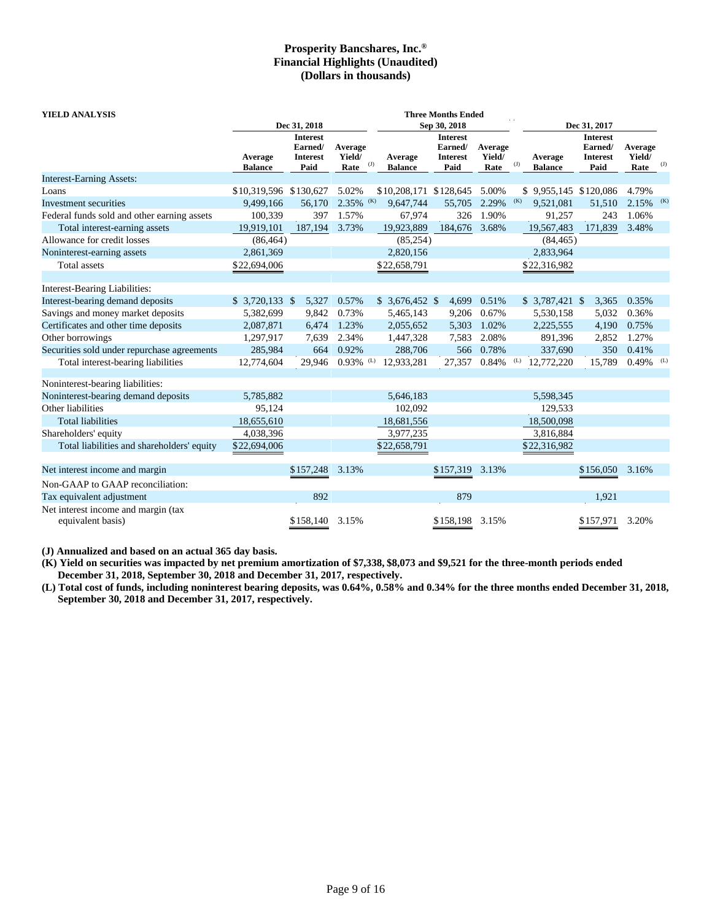# Prosperity Bancshares, Inc.®
## Financial Highlights (Unaudited)
## (Dollars in thousands)

**YIELD ANALYSIS**

| | Three Months Ended | | | | | | | | |
|---|---|---|---|---|---|---|---|---|---|
| | Dec 31, 2018 | | | Sep 30, 2018 | | | Dec 31, 2017 | | |
| | Average Balance | Interest Earned/ Interest Paid | Average Yield/ Rate (J) | Average Balance | Interest Earned/ Interest Paid | Average Yield/ Rate (J) | Average Balance | Interest Earned/ Interest Paid | Average Yield/ Rate (J) |
| Interest-Earning Assets: | | | | | | | | | |
| Loans | $10,319,596 | $130,627 | 5.02% | $10,208,171 | $128,645 | 5.00% | $ 9,955,145 | $120,086 | 4.79% |
| Investment securities | 9,499,166 | 56,170 | 2.35% (K) | 9,647,744 | 55,705 | 2.29% (K) | 9,521,081 | 51,510 | 2.15% (K) |
| Federal funds sold and other earning assets | 100,339 | 397 | 1.57% | 67,974 | 326 | 1.90% | 91,257 | 243 | 1.06% |
| Total interest-earning assets | 19,919,101 | 187,194 | 3.73% | 19,923,889 | 184,676 | 3.68% | 19,567,483 | 171,839 | 3.48% |
| Allowance for credit losses | (86,464) | | | (85,254) | | | (84,465) | | |
| Noninterest-earning assets | 2,861,369 | | | 2,820,156 | | | 2,833,964 | | |
| Total assets | $22,694,006 | | | $22,658,791 | | | $22,316,982 | | |
| | | | | | | | | | |
| Interest-Bearing Liabilities: | | | | | | | | | |
| Interest-bearing demand deposits | $ 3,720,133 | $ 5,327 | 0.57% | $ 3,676,452 | $ 4,699 | 0.51% | $ 3,787,421 | $ 3,365 | 0.35% |
| Savings and money market deposits | 5,382,699 | 9,842 | 0.73% | 5,465,143 | 9,206 | 0.67% | 5,530,158 | 5,032 | 0.36% |
| Certificates and other time deposits | 2,087,871 | 6,474 | 1.23% | 2,055,652 | 5,303 | 1.02% | 2,225,555 | 4,190 | 0.75% |
| Other borrowings | 1,297,917 | 7,639 | 2.34% | 1,447,328 | 7,583 | 2.08% | 891,396 | 2,852 | 1.27% |
| Securities sold under repurchase agreements | 285,984 | 664 | 0.92% | 288,706 | 566 | 0.78% | 337,690 | 350 | 0.41% |
| Total interest-bearing liabilities | 12,774,604 | 29,946 | 0.93% (L) | 12,933,281 | 27,357 | 0.84% (L) | 12,772,220 | 15,789 | 0.49% (L) |
| | | | | | | | | | |
| Noninterest-bearing liabilities: | | | | | | | | | |
| Noninterest-bearing demand deposits | 5,785,882 | | | 5,646,183 | | | 5,598,345 | | |
| Other liabilities | 95,124 | | | 102,092 | | | 129,533 | | |
| Total liabilities | 18,655,610 | | | 18,681,556 | | | 18,500,098 | | |
| Shareholders' equity | 4,038,396 | | | 3,977,235 | | | 3,816,884 | | |
| Total liabilities and shareholders' equity | $22,694,006 | | | $22,658,791 | | | $22,316,982 | | |
| | | | | | | | | | |
| Net interest income and margin | | $157,248 | 3.13% | | $157,319 | 3.13% | | $156,050 | 3.16% |
| Non-GAAP to GAAP reconciliation: | | | | | | | | | |
| Tax equivalent adjustment | | 892 | | | 879 | | | 1,921 | |
| Net interest income and margin (tax equivalent basis) | | $158,140 | 3.15% | | $158,198 | 3.15% | | $157,971 | 3.20% |

**(J) Annualized and based on an actual 365 day basis.**

**(K) Yield on securities was impacted by net premium amortization of $7,338, $8,073 and $9,521 for the three-month periods ended December 31, 2018, September 30, 2018 and December 31, 2017, respectively.**

**(L) Total cost of funds, including noninterest bearing deposits, was 0.64%, 0.58% and 0.34% for the three months ended December 31, 2018, September 30, 2018 and December 31, 2017, respectively.**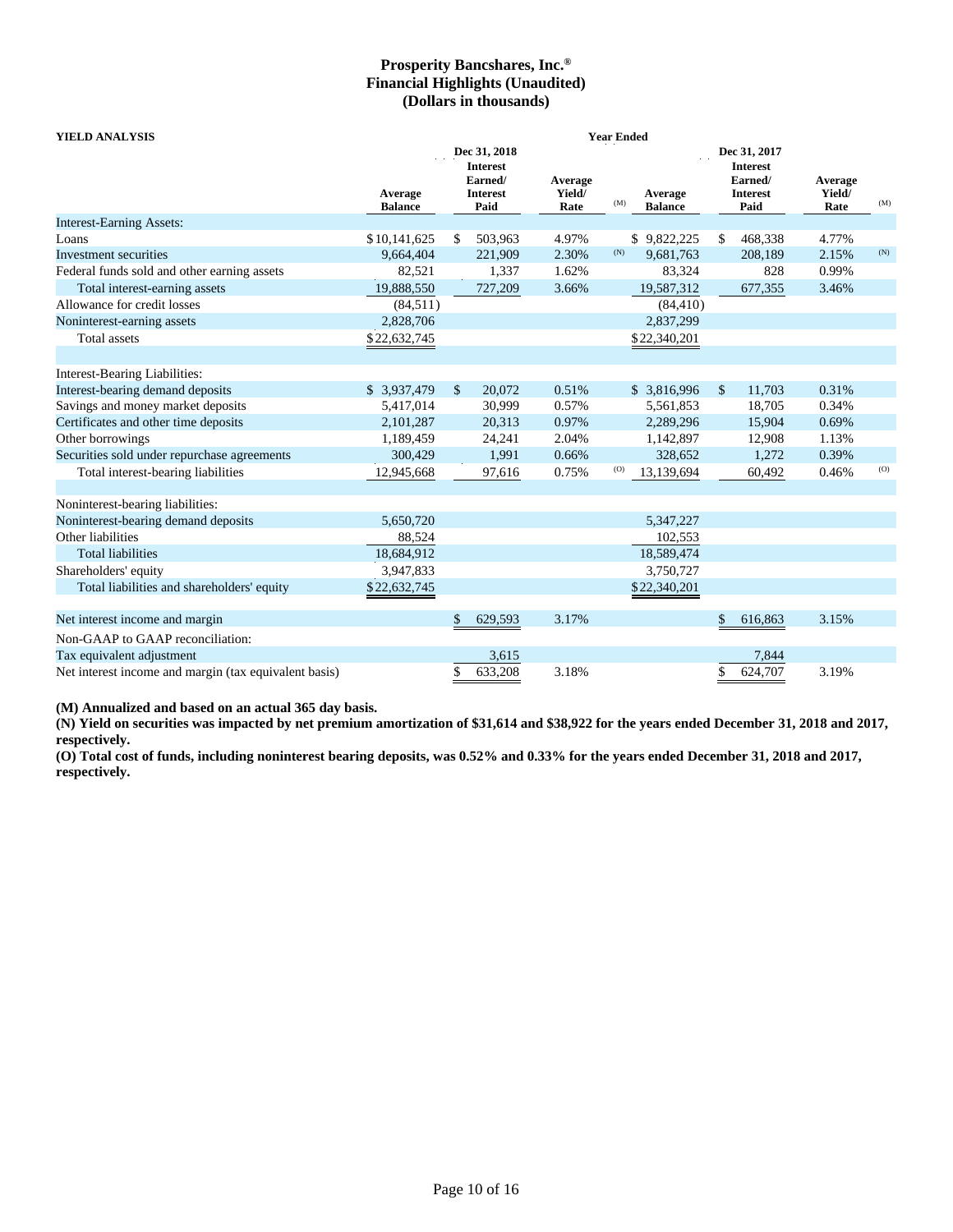# Prosperity Bancshares, Inc.®
## Financial Highlights (Unaudited)
## (Dollars in thousands)

| YIELD ANALYSIS | Year Ended | | | | | | |
|---|---|---|---|---|---|---|---|
| | Dec 31, 2018 | | | | Dec 31, 2017 | | |
| | Average Balance | Interest Earned/ Interest Paid | Average Yield/ Rate (M) | | Average Balance | Interest Earned/ Interest Paid | Average Yield/ Rate (M) |
| Interest-Earning Assets: | | | | | | | |
| Loans | $10,141,625 | $ 503,963 | 4.97% | | $ 9,822,225 | $ 468,338 | 4.77% |
| Investment securities | 9,664,404 | 221,909 | 2.30% (N) | | 9,681,763 | 208,189 | 2.15% (N) |
| Federal funds sold and other earning assets | 82,521 | 1,337 | 1.62% | | 83,324 | 828 | 0.99% |
| Total interest-earning assets | 19,888,550 | 727,209 | 3.66% | | 19,587,312 | 677,355 | 3.46% |
| Allowance for credit losses | (84,511) | | | | (84,410) | | |
| Noninterest-earning assets | 2,828,706 | | | | 2,837,299 | | |
| Total assets | $22,632,745 | | | | $22,340,201 | | |
| | | | | | | | |
| Interest-Bearing Liabilities: | | | | | | | |
| Interest-bearing demand deposits | $ 3,937,479 | $ 20,072 | 0.51% | | $ 3,816,996 | $ 11,703 | 0.31% |
| Savings and money market deposits | 5,417,014 | 30,999 | 0.57% | | 5,561,853 | 18,705 | 0.34% |
| Certificates and other time deposits | 2,101,287 | 20,313 | 0.97% | | 2,289,296 | 15,904 | 0.69% |
| Other borrowings | 1,189,459 | 24,241 | 2.04% | | 1,142,897 | 12,908 | 1.13% |
| Securities sold under repurchase agreements | 300,429 | 1,991 | 0.66% | | 328,652 | 1,272 | 0.39% |
| Total interest-bearing liabilities | 12,945,668 | 97,616 | 0.75% (O) | | 13,139,694 | 60,492 | 0.46% (O) |
| | | | | | | | |
| Noninterest-bearing liabilities: | | | | | | | |
| Noninterest-bearing demand deposits | 5,650,720 | | | | 5,347,227 | | |
| Other liabilities | 88,524 | | | | 102,553 | | |
| Total liabilities | 18,684,912 | | | | 18,589,474 | | |
| Shareholders' equity | 3,947,833 | | | | 3,750,727 | | |
| Total liabilities and shareholders' equity | $22,632,745 | | | | $22,340,201 | | |
| | | | | | | | |
| Net interest income and margin | | $ 629,593 | 3.17% | | | $ 616,863 | 3.15% |
| Non-GAAP to GAAP reconciliation: | | | | | | | |
| Tax equivalent adjustment | | 3,615 | | | | 7,844 | |
| Net interest income and margin (tax equivalent basis) | | $ 633,208 | 3.18% | | | $ 624,707 | 3.19% |

**(M) Annualized and based on an actual 365 day basis.**

**(N) Yield on securities was impacted by net premium amortization of $31,614 and $38,922 for the years ended December 31, 2018 and 2017, respectively.**

**(O) Total cost of funds, including noninterest bearing deposits, was 0.52% and 0.33% for the years ended December 31, 2018 and 2017, respectively.**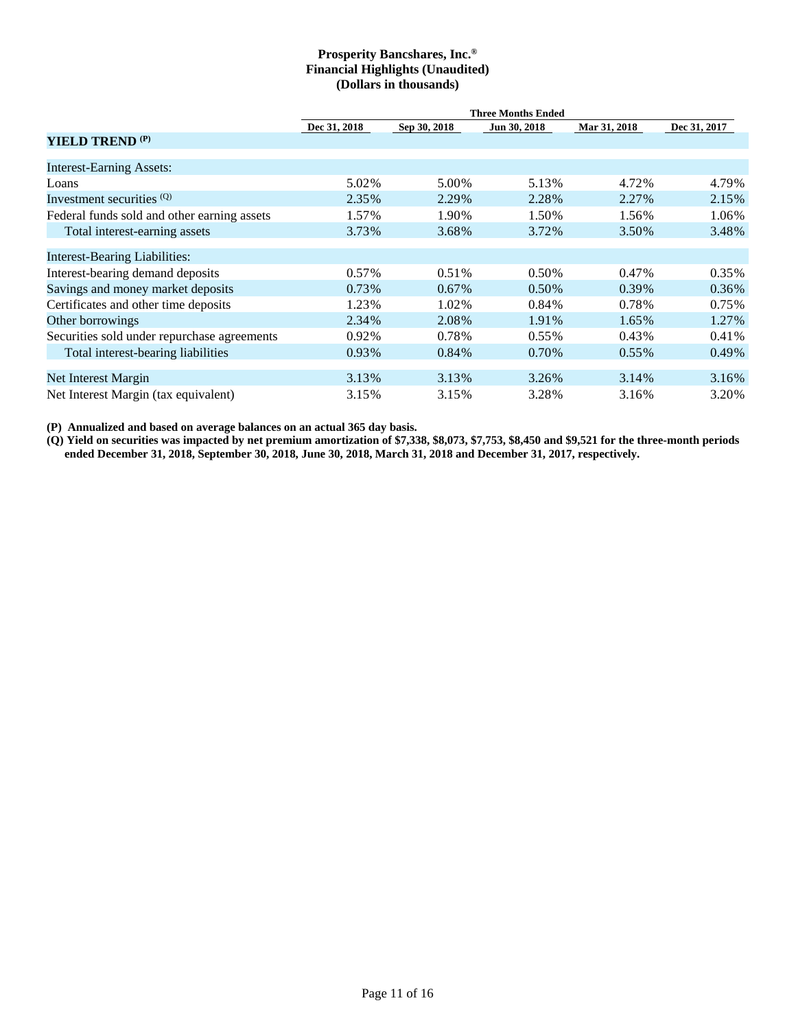**Prosperity Bancshares, Inc.®**
**Financial Highlights (Unaudited)**
**(Dollars in thousands)**

| | Three Months Ended | | | | |
|---|---|---|---|---|---|
| | Dec 31, 2018 | Sep 30, 2018 | Jun 30, 2018 | Mar 31, 2018 | Dec 31, 2017 |
| **YIELD TREND (P)** | | | | | |
| Interest-Earning Assets: | | | | | |
| Loans | 5.02% | 5.00% | 5.13% | 4.72% | 4.79% |
| Investment securities (Q) | 2.35% | 2.29% | 2.28% | 2.27% | 2.15% |
| Federal funds sold and other earning assets | 1.57% | 1.90% | 1.50% | 1.56% | 1.06% |
| Total interest-earning assets | 3.73% | 3.68% | 3.72% | 3.50% | 3.48% |
| Interest-Bearing Liabilities: | | | | | |
| Interest-bearing demand deposits | 0.57% | 0.51% | 0.50% | 0.47% | 0.35% |
| Savings and money market deposits | 0.73% | 0.67% | 0.50% | 0.39% | 0.36% |
| Certificates and other time deposits | 1.23% | 1.02% | 0.84% | 0.78% | 0.75% |
| Other borrowings | 2.34% | 2.08% | 1.91% | 1.65% | 1.27% |
| Securities sold under repurchase agreements | 0.92% | 0.78% | 0.55% | 0.43% | 0.41% |
| Total interest-bearing liabilities | 0.93% | 0.84% | 0.70% | 0.55% | 0.49% |
| Net Interest Margin | 3.13% | 3.13% | 3.26% | 3.14% | 3.16% |
| Net Interest Margin (tax equivalent) | 3.15% | 3.15% | 3.28% | 3.16% | 3.20% |

**(P) Annualized and based on average balances on an actual 365 day basis.**

**(Q) Yield on securities was impacted by net premium amortization of $7,338, $8,073, $7,753, $8,450 and $9,521 for the three-month periods ended December 31, 2018, September 30, 2018, June 30, 2018, March 31, 2018 and December 31, 2017, respectively.**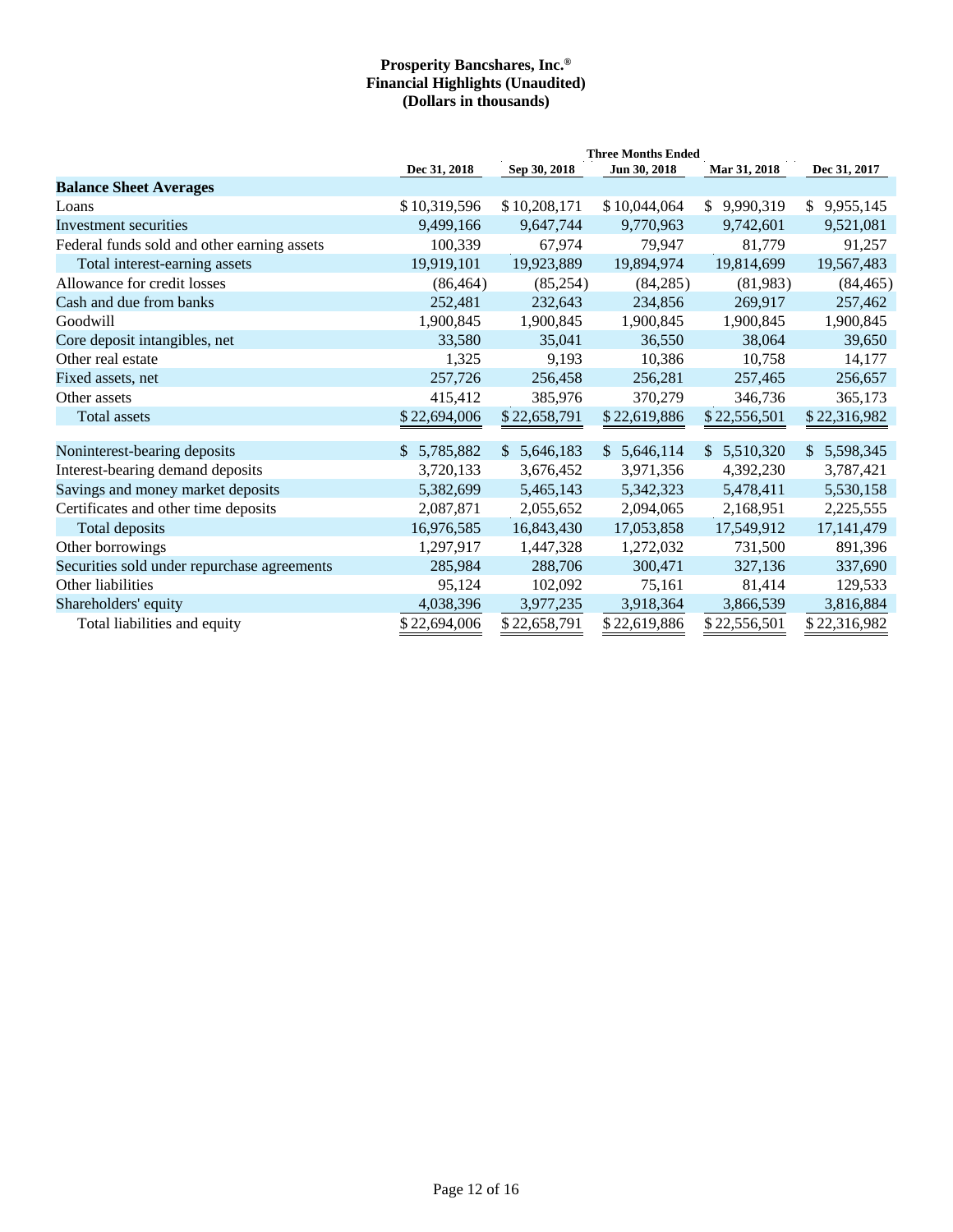**Prosperity Bancshares, Inc.®**
**Financial Highlights (Unaudited)**
**(Dollars in thousands)**

| | Three Months Ended | | | | |
|---|---|---|---|---|---|
| | Dec 31, 2018 | Sep 30, 2018 | Jun 30, 2018 | Mar 31, 2018 | Dec 31, 2017 |
| **Balance Sheet Averages** | | | | | |
| Loans | $ 10,319,596 | $ 10,208,171 | $ 10,044,064 | $ 9,990,319 | $ 9,955,145 |
| Investment securities | 9,499,166 | 9,647,744 | 9,770,963 | 9,742,601 | 9,521,081 |
| Federal funds sold and other earning assets | 100,339 | 67,974 | 79,947 | 81,779 | 91,257 |
| Total interest-earning assets | 19,919,101 | 19,923,889 | 19,894,974 | 19,814,699 | 19,567,483 |
| Allowance for credit losses | (86,464) | (85,254) | (84,285) | (81,983) | (84,465) |
| Cash and due from banks | 252,481 | 232,643 | 234,856 | 269,917 | 257,462 |
| Goodwill | 1,900,845 | 1,900,845 | 1,900,845 | 1,900,845 | 1,900,845 |
| Core deposit intangibles, net | 33,580 | 35,041 | 36,550 | 38,064 | 39,650 |
| Other real estate | 1,325 | 9,193 | 10,386 | 10,758 | 14,177 |
| Fixed assets, net | 257,726 | 256,458 | 256,281 | 257,465 | 256,657 |
| Other assets | 415,412 | 385,976 | 370,279 | 346,736 | 365,173 |
| Total assets | $ 22,694,006 | $ 22,658,791 | $ 22,619,886 | $ 22,556,501 | $ 22,316,982 |
| | | | | | |
| Noninterest-bearing deposits | $ 5,785,882 | $ 5,646,183 | $ 5,646,114 | $ 5,510,320 | $ 5,598,345 |
| Interest-bearing demand deposits | 3,720,133 | 3,676,452 | 3,971,356 | 4,392,230 | 3,787,421 |
| Savings and money market deposits | 5,382,699 | 5,465,143 | 5,342,323 | 5,478,411 | 5,530,158 |
| Certificates and other time deposits | 2,087,871 | 2,055,652 | 2,094,065 | 2,168,951 | 2,225,555 |
| Total deposits | 16,976,585 | 16,843,430 | 17,053,858 | 17,549,912 | 17,141,479 |
| Other borrowings | 1,297,917 | 1,447,328 | 1,272,032 | 731,500 | 891,396 |
| Securities sold under repurchase agreements | 285,984 | 288,706 | 300,471 | 327,136 | 337,690 |
| Other liabilities | 95,124 | 102,092 | 75,161 | 81,414 | 129,533 |
| Shareholders' equity | 4,038,396 | 3,977,235 | 3,918,364 | 3,866,539 | 3,816,884 |
| Total liabilities and equity | $ 22,694,006 | $ 22,658,791 | $ 22,619,886 | $ 22,556,501 | $ 22,316,982 |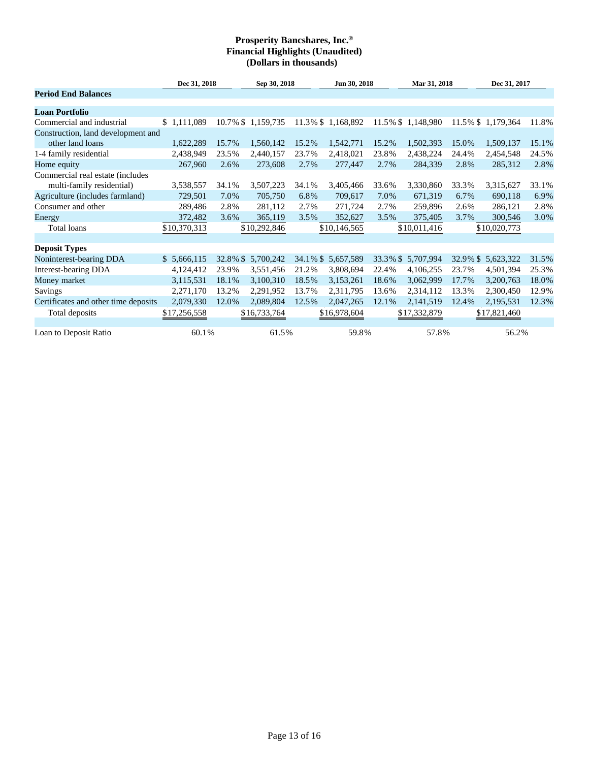**Prosperity Bancshares, Inc.®**
**Financial Highlights (Unaudited)**
**(Dollars in thousands)**

| | Dec 31, 2018 | | Sep 30, 2018 | | Jun 30, 2018 | | Mar 31, 2018 | | Dec 31, 2017 | |
|---|---|---|---|---|---|---|---|---|---|---|
| **Period End Balances** | | | | | | | | | | |
| **Loan Portfolio** | | | | | | | | | | |
| Commercial and industrial | $ 1,111,089 | 10.7% | $ 1,159,735 | 11.3% | $ 1,168,892 | 11.5% | $ 1,148,980 | 11.5% | $ 1,179,364 | 11.8% |
| Construction, land development and other land loans | 1,622,289 | 15.7% | 1,560,142 | 15.2% | 1,542,771 | 15.2% | 1,502,393 | 15.0% | 1,509,137 | 15.1% |
| 1-4 family residential | 2,438,949 | 23.5% | 2,440,157 | 23.7% | 2,418,021 | 23.8% | 2,438,224 | 24.4% | 2,454,548 | 24.5% |
| Home equity | 267,960 | 2.6% | 273,608 | 2.7% | 277,447 | 2.7% | 284,339 | 2.8% | 285,312 | 2.8% |
| Commercial real estate (includes multi-family residential) | 3,538,557 | 34.1% | 3,507,223 | 34.1% | 3,405,466 | 33.6% | 3,330,860 | 33.3% | 3,315,627 | 33.1% |
| Agriculture (includes farmland) | 729,501 | 7.0% | 705,750 | 6.8% | 709,617 | 7.0% | 671,319 | 6.7% | 690,118 | 6.9% |
| Consumer and other | 289,486 | 2.8% | 281,112 | 2.7% | 271,724 | 2.7% | 259,896 | 2.6% | 286,121 | 2.8% |
| Energy | 372,482 | 3.6% | 365,119 | 3.5% | 352,627 | 3.5% | 375,405 | 3.7% | 300,546 | 3.0% |
| Total loans | $10,370,313 | | $10,292,846 | | $10,146,565 | | $10,011,416 | | $10,020,773 | |
| **Deposit Types** | | | | | | | | | | |
| Noninterest-bearing DDA | $ 5,666,115 | 32.8% | $ 5,700,242 | 34.1% | $ 5,657,589 | 33.3% | $ 5,707,994 | 32.9% | $ 5,623,322 | 31.5% |
| Interest-bearing DDA | 4,124,412 | 23.9% | 3,551,456 | 21.2% | 3,808,694 | 22.4% | 4,106,255 | 23.7% | 4,501,394 | 25.3% |
| Money market | 3,115,531 | 18.1% | 3,100,310 | 18.5% | 3,153,261 | 18.6% | 3,062,999 | 17.7% | 3,200,763 | 18.0% |
| Savings | 2,271,170 | 13.2% | 2,291,952 | 13.7% | 2,311,795 | 13.6% | 2,314,112 | 13.3% | 2,300,450 | 12.9% |
| Certificates and other time deposits | 2,079,330 | 12.0% | 2,089,804 | 12.5% | 2,047,265 | 12.1% | 2,141,519 | 12.4% | 2,195,531 | 12.3% |
| Total deposits | $17,256,558 | | $16,733,764 | | $16,978,604 | | $17,332,879 | | $17,821,460 | |
| Loan to Deposit Ratio | 60.1% | | 61.5% | | 59.8% | | 57.8% | | 56.2% | |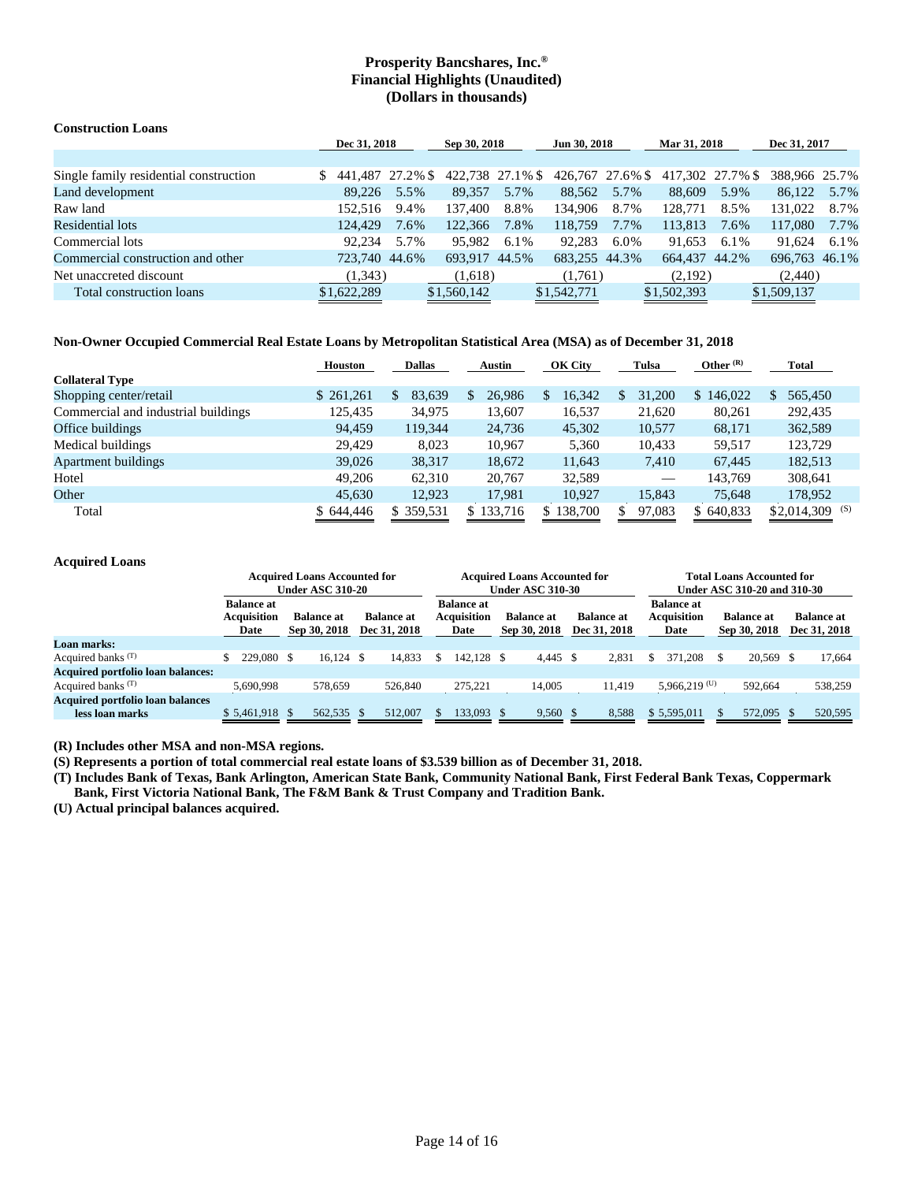# Prosperity Bancshares, Inc.®
## Financial Highlights (Unaudited)
## (Dollars in thousands)

**Construction Loans**

| | Dec 31, 2018 | | Sep 30, 2018 | | Jun 30, 2018 | | Mar 31, 2018 | | Dec 31, 2017 | |
|---|---|---|---|---|---|---|---|---|---|---|
| Single family residential construction | $ 441,487 | 27.2% | $ 422,738 | 27.1% | $ 426,767 | 27.6% | $ 417,302 | 27.7% | $ 388,966 | 25.7% |
| Land development | 89,226 | 5.5% | 89,357 | 5.7% | 88,562 | 5.7% | 88,609 | 5.9% | 86,122 | 5.7% |
| Raw land | 152,516 | 9.4% | 137,400 | 8.8% | 134,906 | 8.7% | 128,771 | 8.5% | 131,022 | 8.7% |
| Residential lots | 124,429 | 7.6% | 122,366 | 7.8% | 118,759 | 7.7% | 113,813 | 7.6% | 117,080 | 7.7% |
| Commercial lots | 92,234 | 5.7% | 95,982 | 6.1% | 92,283 | 6.0% | 91,653 | 6.1% | 91,624 | 6.1% |
| Commercial construction and other | 723,740 | 44.6% | 693,917 | 44.5% | 683,255 | 44.3% | 664,437 | 44.2% | 696,763 | 46.1% |
| Net unaccreted discount | (1,343) | | (1,618) | | (1,761) | | (2,192) | | (2,440) | |
| Total construction loans | $1,622,289 | | $1,560,142 | | $1,542,771 | | $1,502,393 | | $1,509,137 | |

**Non-Owner Occupied Commercial Real Estate Loans by Metropolitan Statistical Area (MSA) as of December 31, 2018**

| | Houston | Dallas | Austin | OK City | Tulsa | Other (R) | Total |
|---|---|---|---|---|---|---|---|
| **Collateral Type** | | | | | | | |
| Shopping center/retail | $ 261,261 | $ 83,639 | $ 26,986 | $ 16,342 | $ 31,200 | $ 146,022 | $ 565,450 |
| Commercial and industrial buildings | 125,435 | 34,975 | 13,607 | 16,537 | 21,620 | 80,261 | 292,435 |
| Office buildings | 94,459 | 119,344 | 24,736 | 45,302 | 10,577 | 68,171 | 362,589 |
| Medical buildings | 29,429 | 8,023 | 10,967 | 5,360 | 10,433 | 59,517 | 123,729 |
| Apartment buildings | 39,026 | 38,317 | 18,672 | 11,643 | 7,410 | 67,445 | 182,513 |
| Hotel | 49,206 | 62,310 | 20,767 | 32,589 | — | 143,769 | 308,641 |
| Other | 45,630 | 12,923 | 17,981 | 10,927 | 15,843 | 75,648 | 178,952 |
| Total | $ 644,446 | $ 359,531 | $ 133,716 | $ 138,700 | $ 97,083 | $ 640,833 | $2,014,309 (S) |

**Acquired Loans**

| | Acquired Loans Accounted for Under ASC 310-20 | | | Acquired Loans Accounted for Under ASC 310-30 | | | Total Loans Accounted for Under ASC 310-20 and 310-30 | | |
|---|---|---|---|---|---|---|---|---|---|
| | Balance at Acquisition Date | Balance at Sep 30, 2018 | Balance at Dec 31, 2018 | Balance at Acquisition Date | Balance at Sep 30, 2018 | Balance at Dec 31, 2018 | Balance at Acquisition Date | Balance at Sep 30, 2018 | Balance at Dec 31, 2018 |
| **Loan marks:** | | | | | | | | | |
| Acquired banks (T) | $ 229,080 | $ 16,124 | $ 14,833 | $ 142,128 | $ 4,445 | $ 2,831 | $ 371,208 | $ 20,569 | $ 17,664 |
| **Acquired portfolio loan balances:** | | | | | | | | | |
| Acquired banks (T) | 5,690,998 | 578,659 | 526,840 | 275,221 | 14,005 | 11,419 | 5,966,219 (U) | 592,664 | 538,259 |
| **Acquired portfolio loan balances less loan marks** | $ 5,461,918 | $ 562,535 | $ 512,007 | $ 133,093 | $ 9,560 | $ 8,588 | $ 5,595,011 | $ 572,095 | $ 520,595 |

**(R) Includes other MSA and non-MSA regions.**

**(S) Represents a portion of total commercial real estate loans of $3.539 billion as of December 31, 2018.**

**(T) Includes Bank of Texas, Bank Arlington, American State Bank, Community National Bank, First Federal Bank Texas, Coppermark Bank, First Victoria National Bank, The F&M Bank & Trust Company and Tradition Bank.**

**(U) Actual principal balances acquired.**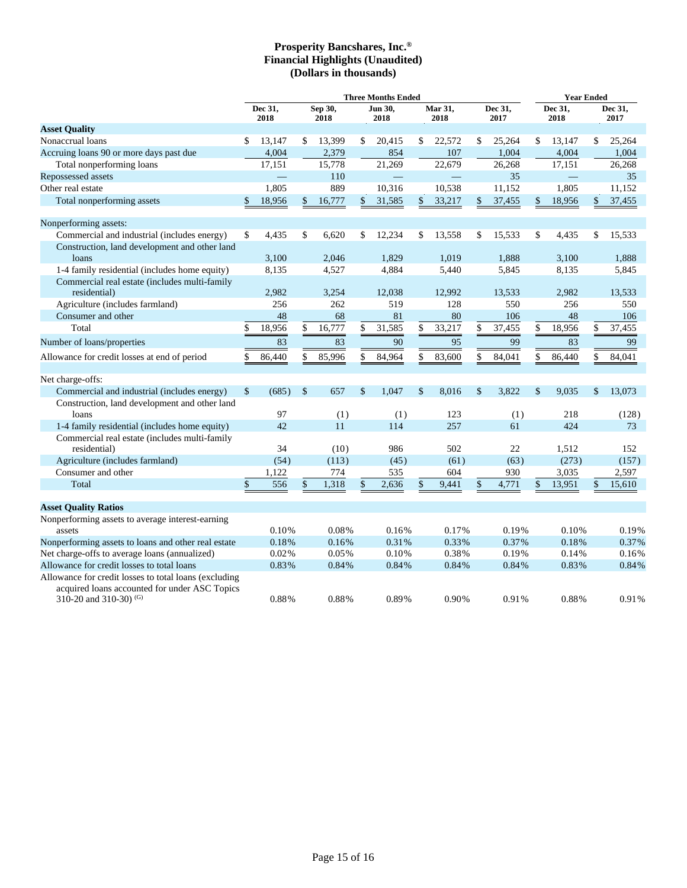# Prosperity Bancshares, Inc.®
## Financial Highlights (Unaudited)
## (Dollars in thousands)

| | Three Months Ended | | | | | Year Ended | |
|---|---|---|---|---|---|---|---|
| | Dec 31, 2018 | Sep 30, 2018 | Jun 30, 2018 | Mar 31, 2018 | Dec 31, 2017 | Dec 31, 2018 | Dec 31, 2017 |
| **Asset Quality** | | | | | | | |
| Nonaccrual loans | $ 13,147 | $ 13,399 | $ 20,415 | $ 22,572 | $ 25,264 | $ 13,147 | $ 25,264 |
| Accruing loans 90 or more days past due | 4,004 | 2,379 | 854 | 107 | 1,004 | 4,004 | 1,004 |
| Total nonperforming loans | 17,151 | 15,778 | 21,269 | 22,679 | 26,268 | 17,151 | 26,268 |
| Repossessed assets | — | 110 | — | — | 35 | — | 35 |
| Other real estate | 1,805 | 889 | 10,316 | 10,538 | 11,152 | 1,805 | 11,152 |
| Total nonperforming assets | $ 18,956 | $ 16,777 | $ 31,585 | $ 33,217 | $ 37,455 | $ 18,956 | $ 37,455 |
| | | | | | | | |
| Nonperforming assets: | | | | | | | |
| Commercial and industrial (includes energy) | $ 4,435 | $ 6,620 | $ 12,234 | $ 13,558 | $ 15,533 | $ 4,435 | $ 15,533 |
| Construction, land development and other land loans | 3,100 | 2,046 | 1,829 | 1,019 | 1,888 | 3,100 | 1,888 |
| 1-4 family residential (includes home equity) | 8,135 | 4,527 | 4,884 | 5,440 | 5,845 | 8,135 | 5,845 |
| Commercial real estate (includes multi-family residential) | 2,982 | 3,254 | 12,038 | 12,992 | 13,533 | 2,982 | 13,533 |
| Agriculture (includes farmland) | 256 | 262 | 519 | 128 | 550 | 256 | 550 |
| Consumer and other | 48 | 68 | 81 | 80 | 106 | 48 | 106 |
| Total | $ 18,956 | $ 16,777 | $ 31,585 | $ 33,217 | $ 37,455 | $ 18,956 | $ 37,455 |
| Number of loans/properties | 83 | 83 | 90 | 95 | 99 | 83 | 99 |
| Allowance for credit losses at end of period | $ 86,440 | $ 85,996 | $ 84,964 | $ 83,600 | $ 84,041 | $ 86,440 | $ 84,041 |
| | | | | | | | |
| Net charge-offs: | | | | | | | |
| Commercial and industrial (includes energy) | $ (685) | $ 657 | $ 1,047 | $ 8,016 | $ 3,822 | $ 9,035 | $ 13,073 |
| Construction, land development and other land loans | 97 | (1) | (1) | 123 | (1) | 218 | (128) |
| 1-4 family residential (includes home equity) | 42 | 11 | 114 | 257 | 61 | 424 | 73 |
| Commercial real estate (includes multi-family residential) | 34 | (10) | 986 | 502 | 22 | 1,512 | 152 |
| Agriculture (includes farmland) | (54) | (113) | (45) | (61) | (63) | (273) | (157) |
| Consumer and other | 1,122 | 774 | 535 | 604 | 930 | 3,035 | 2,597 |
| Total | $ 556 | $ 1,318 | $ 2,636 | $ 9,441 | $ 4,771 | $ 13,951 | $ 15,610 |
| | | | | | | | |
| **Asset Quality Ratios** | | | | | | | |
| Nonperforming assets to average interest-earning assets | 0.10% | 0.08% | 0.16% | 0.17% | 0.19% | 0.10% | 0.19% |
| Nonperforming assets to loans and other real estate | 0.18% | 0.16% | 0.31% | 0.33% | 0.37% | 0.18% | 0.37% |
| Net charge-offs to average loans (annualized) | 0.02% | 0.05% | 0.10% | 0.38% | 0.19% | 0.14% | 0.16% |
| Allowance for credit losses to total loans | 0.83% | 0.84% | 0.84% | 0.84% | 0.84% | 0.83% | 0.84% |
| Allowance for credit losses to total loans (excluding acquired loans accounted for under ASC Topics 310-20 and 310-30) (G) | 0.88% | 0.88% | 0.89% | 0.90% | 0.91% | 0.88% | 0.91% |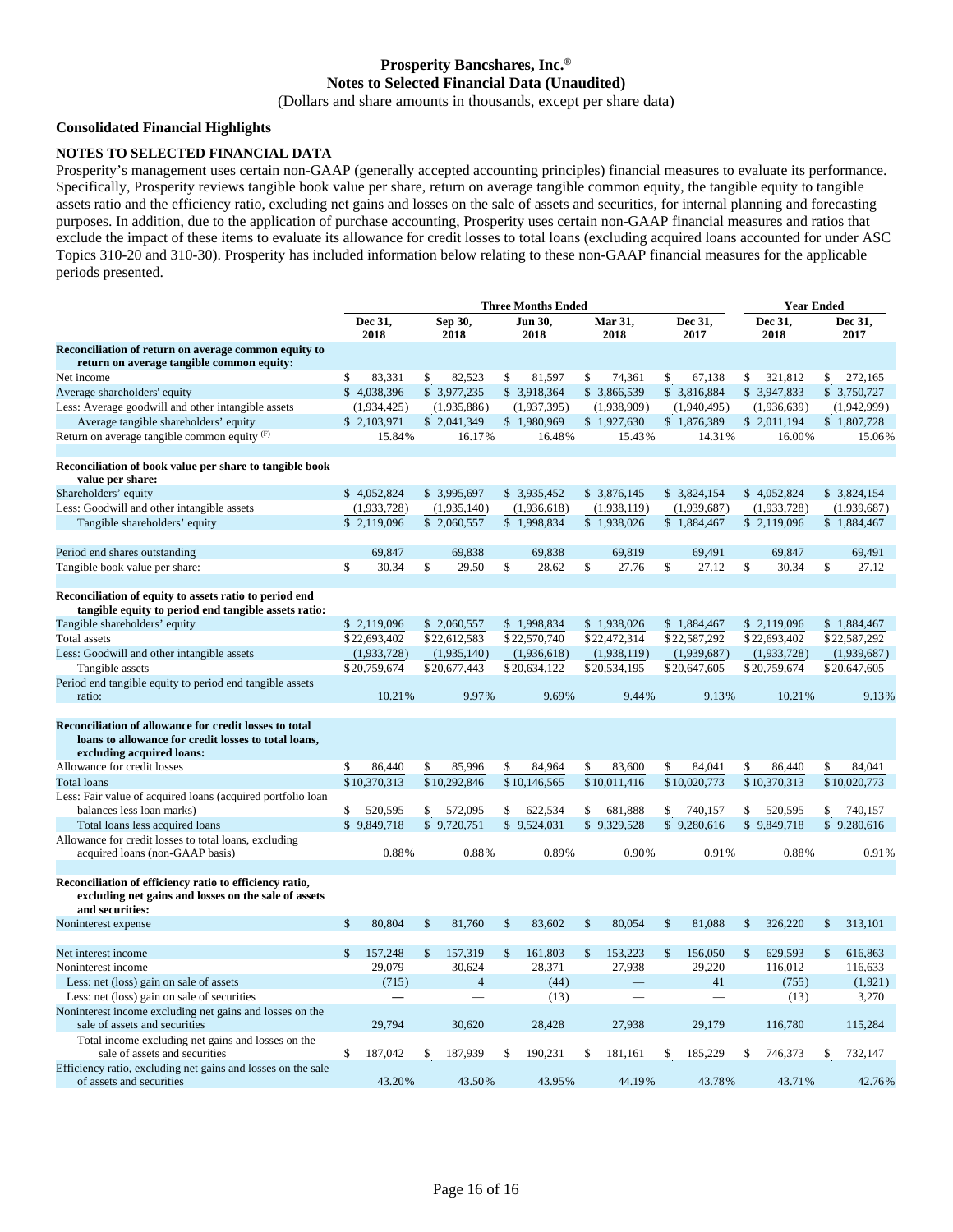# Prosperity Bancshares, Inc.®
## Notes to Selected Financial Data (Unaudited)
(Dollars and share amounts in thousands, except per share data)

**Consolidated Financial Highlights**

**NOTES TO SELECTED FINANCIAL DATA**

Prosperity's management uses certain non-GAAP (generally accepted accounting principles) financial measures to evaluate its performance. Specifically, Prosperity reviews tangible book value per share, return on average tangible common equity, the tangible equity to tangible assets ratio and the efficiency ratio, excluding net gains and losses on the sale of assets and securities, for internal planning and forecasting purposes. In addition, due to the application of purchase accounting, Prosperity uses certain non-GAAP financial measures and ratios that exclude the impact of these items to evaluate its allowance for credit losses to total loans (excluding acquired loans accounted for under ASC Topics 310-20 and 310-30). Prosperity has included information below relating to these non-GAAP financial measures for the applicable periods presented.

| | Three Months Ended | | | | | Year Ended | |
|---|---|---|---|---|---|---|---|
| | Dec 31, 2018 | Sep 30, 2018 | Jun 30, 2018 | Mar 31, 2018 | Dec 31, 2017 | Dec 31, 2018 | Dec 31, 2017 |
| **Reconciliation of return on average common equity to return on average tangible common equity:** | | | | | | | |
| Net income | $ 83,331 | $ 82,523 | $ 81,597 | $ 74,361 | $ 67,138 | $ 321,812 | $ 272,165 |
| Average shareholders' equity | $ 4,038,396 | $ 3,977,235 | $ 3,918,364 | $ 3,866,539 | $ 3,816,884 | $ 3,947,833 | $ 3,750,727 |
| Less: Average goodwill and other intangible assets | (1,934,425) | (1,935,886) | (1,937,395) | (1,938,909) | (1,940,495) | (1,936,639) | (1,942,999) |
| Average tangible shareholders' equity | $ 2,103,971 | $ 2,041,349 | $ 1,980,969 | $ 1,927,630 | $ 1,876,389 | $ 2,011,194 | $ 1,807,728 |
| Return on average tangible common equity (F) | 15.84% | 16.17% | 16.48% | 15.43% | 14.31% | 16.00% | 15.06% |
| **Reconciliation of book value per share to tangible book value per share:** | | | | | | | |
| Shareholders' equity | $ 4,052,824 | $ 3,995,697 | $ 3,935,452 | $ 3,876,145 | $ 3,824,154 | $ 4,052,824 | $ 3,824,154 |
| Less: Goodwill and other intangible assets | (1,933,728) | (1,935,140) | (1,936,618) | (1,938,119) | (1,939,687) | (1,933,728) | (1,939,687) |
| Tangible shareholders' equity | $ 2,119,096 | $ 2,060,557 | $ 1,998,834 | $ 1,938,026 | $ 1,884,467 | $ 2,119,096 | $ 1,884,467 |
| Period end shares outstanding | 69,847 | 69,838 | 69,838 | 69,819 | 69,491 | 69,847 | 69,491 |
| Tangible book value per share: | $ 30.34 | $ 29.50 | $ 28.62 | $ 27.76 | $ 27.12 | $ 30.34 | $ 27.12 |
| **Reconciliation of equity to assets ratio to period end tangible equity to period end tangible assets ratio:** | | | | | | | |
| Tangible shareholders' equity | $ 2,119,096 | $ 2,060,557 | $ 1,998,834 | $ 1,938,026 | $ 1,884,467 | $ 2,119,096 | $ 1,884,467 |
| Total assets | $22,693,402 | $22,612,583 | $22,570,740 | $22,472,314 | $22,587,292 | $22,693,402 | $22,587,292 |
| Less: Goodwill and other intangible assets | (1,933,728) | (1,935,140) | (1,936,618) | (1,938,119) | (1,939,687) | (1,933,728) | (1,939,687) |
| Tangible assets | $20,759,674 | $20,677,443 | $20,634,122 | $20,534,195 | $20,647,605 | $20,759,674 | $20,647,605 |
| Period end tangible equity to period end tangible assets ratio: | 10.21% | 9.97% | 9.69% | 9.44% | 9.13% | 10.21% | 9.13% |
| **Reconciliation of allowance for credit losses to total loans to allowance for credit losses to total loans, excluding acquired loans:** | | | | | | | |
| Allowance for credit losses | $ 86,440 | $ 85,996 | $ 84,964 | $ 83,600 | $ 84,041 | $ 86,440 | $ 84,041 |
| Total loans | $10,370,313 | $10,292,846 | $10,146,565 | $10,011,416 | $10,020,773 | $10,370,313 | $10,020,773 |
| Less: Fair value of acquired loans (acquired portfolio loan balances less loan marks) | $ 520,595 | $ 572,095 | $ 622,534 | $ 681,888 | $ 740,157 | $ 520,595 | $ 740,157 |
| Total loans less acquired loans | $ 9,849,718 | $ 9,720,751 | $ 9,524,031 | $ 9,329,528 | $ 9,280,616 | $ 9,849,718 | $ 9,280,616 |
| Allowance for credit losses to total loans, excluding acquired loans (non-GAAP basis) | 0.88% | 0.88% | 0.89% | 0.90% | 0.91% | 0.88% | 0.91% |
| **Reconciliation of efficiency ratio to efficiency ratio, excluding net gains and losses on the sale of assets and securities:** | | | | | | | |
| Noninterest expense | $ 80,804 | $ 81,760 | $ 83,602 | $ 80,054 | $ 81,088 | $ 326,220 | $ 313,101 |
| Net interest income | $ 157,248 | $ 157,319 | $ 161,803 | $ 153,223 | $ 156,050 | $ 629,593 | $ 616,863 |
| Noninterest income | 29,079 | 30,624 | 28,371 | 27,938 | 29,220 | 116,012 | 116,633 |
| Less: net (loss) gain on sale of assets | (715) | 4 | (44) | — | 41 | (755) | (1,921) |
| Less: net (loss) gain on sale of securities | — | — | (13) | — | — | (13) | 3,270 |
| Noninterest income excluding net gains and losses on the sale of assets and securities | 29,794 | 30,620 | 28,428 | 27,938 | 29,179 | 116,780 | 115,284 |
| Total income excluding net gains and losses on the sale of assets and securities | $ 187,042 | $ 187,939 | $ 190,231 | $ 181,161 | $ 185,229 | $ 746,373 | $ 732,147 |
| Efficiency ratio, excluding net gains and losses on the sale of assets and securities | 43.20% | 43.50% | 43.95% | 44.19% | 43.78% | 43.71% | 42.76% |